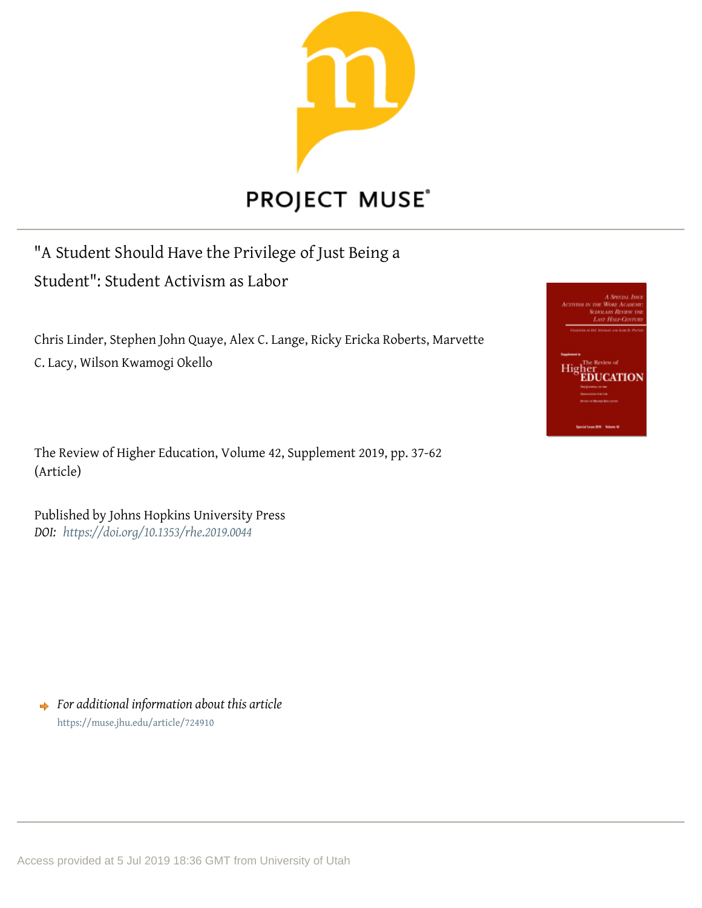PROJECT MUSE®

# "A Student Should Have the Privilege of Just Being a Student": Student Activism as Labor

Chris Linder, Stephen John Quaye, Alex C. Lange, Ricky Ericka Roberts, Marvette C. Lacy, Wilson Kwamogi Okello

The Review of Higher Education, Volume 42, Supplement 2019, pp. 37-62 (Article)

Published by Johns Hopkins University Press
*DOI: https://doi.org/10.1353/rhe.2019.0044*

*For additional information about this article*
https://muse.jhu.edu/article/724910

Access provided at 5 Jul 2019 18:36 GMT from University of Utah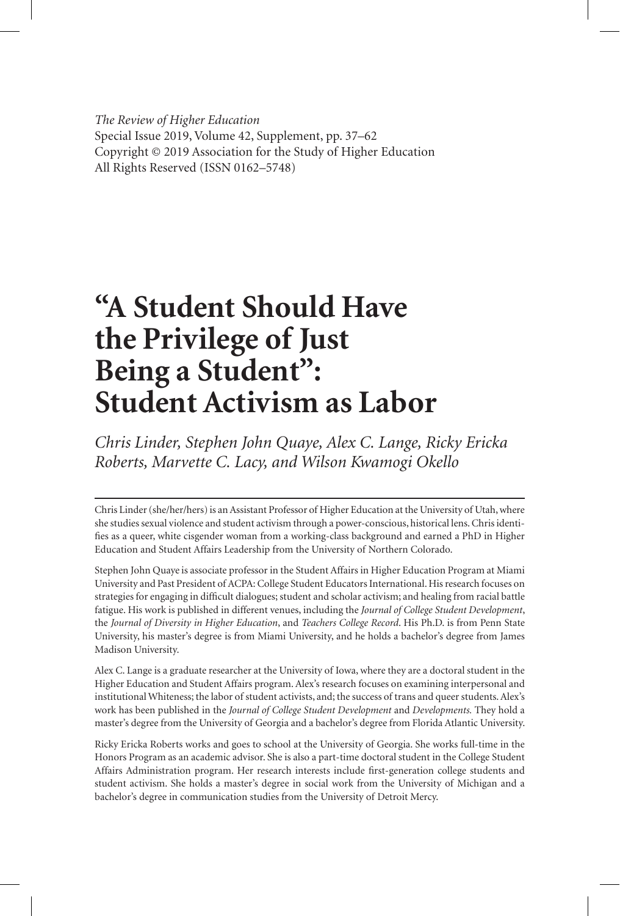*The Review of Higher Education*
Special Issue 2019, Volume 42, Supplement, pp. 37–62
Copyright © 2019 Association for the Study of Higher Education
All Rights Reserved (ISSN 0162–5748)

# "A Student Should Have the Privilege of Just Being a Student": Student Activism as Labor

*Chris Linder, Stephen John Quaye, Alex C. Lange, Ricky Ericka Roberts, Marvette C. Lacy, and Wilson Kwamogi Okello*

Chris Linder (she/her/hers) is an Assistant Professor of Higher Education at the University of Utah, where she studies sexual violence and student activism through a power-conscious, historical lens. Chris identifies as a queer, white cisgender woman from a working-class background and earned a PhD in Higher Education and Student Affairs Leadership from the University of Northern Colorado.

Stephen John Quaye is associate professor in the Student Affairs in Higher Education Program at Miami University and Past President of ACPA: College Student Educators International. His research focuses on strategies for engaging in difficult dialogues; student and scholar activism; and healing from racial battle fatigue. His work is published in different venues, including the *Journal of College Student Development*, the *Journal of Diversity in Higher Education*, and *Teachers College Record*. His Ph.D. is from Penn State University, his master's degree is from Miami University, and he holds a bachelor's degree from James Madison University.

Alex C. Lange is a graduate researcher at the University of Iowa, where they are a doctoral student in the Higher Education and Student Affairs program. Alex's research focuses on examining interpersonal and institutional Whiteness; the labor of student activists, and; the success of trans and queer students. Alex's work has been published in the *Journal of College Student Development* and *Developments.* They hold a master's degree from the University of Georgia and a bachelor's degree from Florida Atlantic University.

Ricky Ericka Roberts works and goes to school at the University of Georgia. She works full-time in the Honors Program as an academic advisor. She is also a part-time doctoral student in the College Student Affairs Administration program. Her research interests include first-generation college students and student activism. She holds a master's degree in social work from the University of Michigan and a bachelor's degree in communication studies from the University of Detroit Mercy.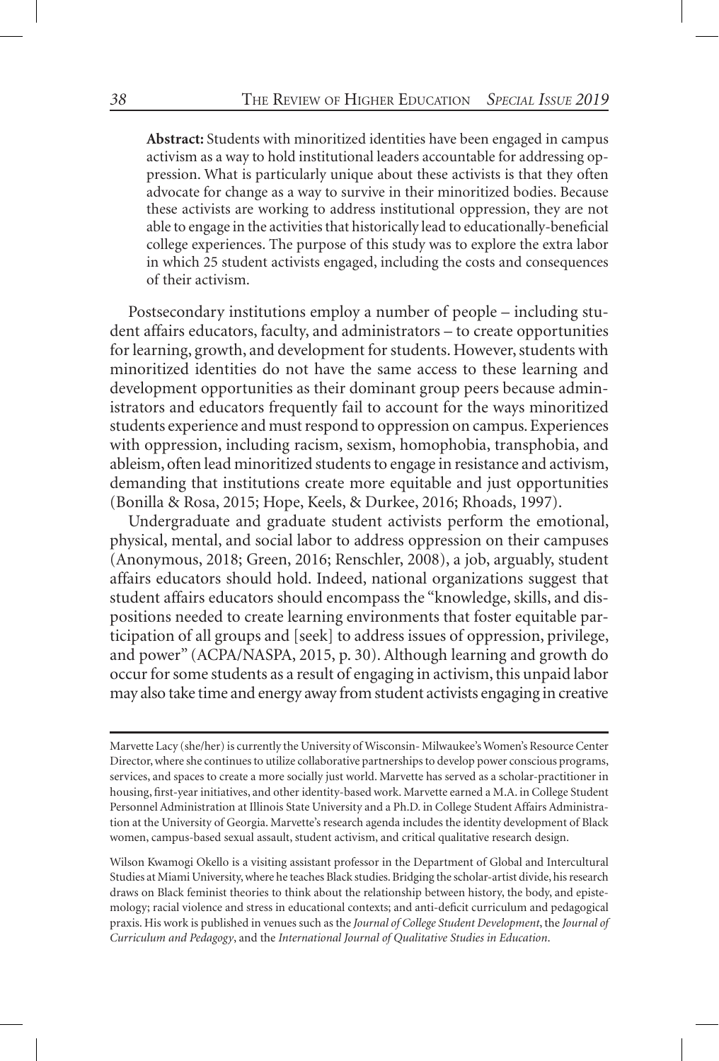**Abstract:** Students with minoritized identities have been engaged in campus activism as a way to hold institutional leaders accountable for addressing oppression. What is particularly unique about these activists is that they often advocate for change as a way to survive in their minoritized bodies. Because these activists are working to address institutional oppression, they are not able to engage in the activities that historically lead to educationally-beneficial college experiences. The purpose of this study was to explore the extra labor in which 25 student activists engaged, including the costs and consequences of their activism.

Postsecondary institutions employ a number of people – including student affairs educators, faculty, and administrators – to create opportunities for learning, growth, and development for students. However, students with minoritized identities do not have the same access to these learning and development opportunities as their dominant group peers because administrators and educators frequently fail to account for the ways minoritized students experience and must respond to oppression on campus. Experiences with oppression, including racism, sexism, homophobia, transphobia, and ableism, often lead minoritized students to engage in resistance and activism, demanding that institutions create more equitable and just opportunities (Bonilla & Rosa, 2015; Hope, Keels, & Durkee, 2016; Rhoads, 1997).

Undergraduate and graduate student activists perform the emotional, physical, mental, and social labor to address oppression on their campuses (Anonymous, 2018; Green, 2016; Renschler, 2008), a job, arguably, student affairs educators should hold. Indeed, national organizations suggest that student affairs educators should encompass the "knowledge, skills, and dispositions needed to create learning environments that foster equitable participation of all groups and [seek] to address issues of oppression, privilege, and power" (ACPA/NASPA, 2015, p. 30). Although learning and growth do occur for some students as a result of engaging in activism, this unpaid labor may also take time and energy away from student activists engaging in creative

---

Marvette Lacy (she/her) is currently the University of Wisconsin- Milwaukee's Women's Resource Center Director, where she continues to utilize collaborative partnerships to develop power conscious programs, services, and spaces to create a more socially just world. Marvette has served as a scholar-practitioner in housing, first-year initiatives, and other identity-based work. Marvette earned a M.A. in College Student Personnel Administration at Illinois State University and a Ph.D. in College Student Affairs Administration at the University of Georgia. Marvette's research agenda includes the identity development of Black women, campus-based sexual assault, student activism, and critical qualitative research design.

Wilson Kwamogi Okello is a visiting assistant professor in the Department of Global and Intercultural Studies at Miami University, where he teaches Black studies. Bridging the scholar-artist divide, his research draws on Black feminist theories to think about the relationship between history, the body, and epistemology; racial violence and stress in educational contexts; and anti-deficit curriculum and pedagogical praxis. His work is published in venues such as the *Journal of College Student Development*, the *Journal of Curriculum and Pedagogy*, and the *International Journal of Qualitative Studies in Education*.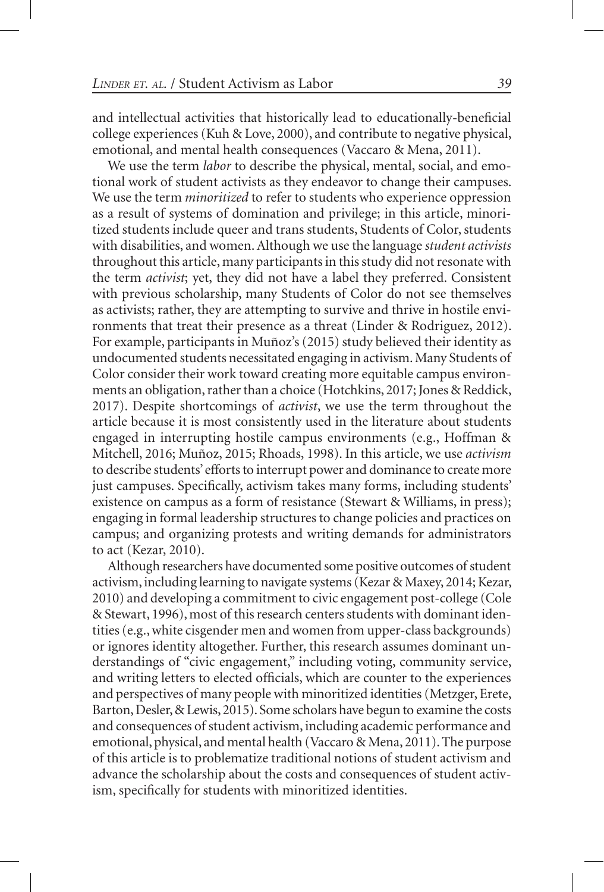and intellectual activities that historically lead to educationally-beneficial college experiences (Kuh & Love, 2000), and contribute to negative physical, emotional, and mental health consequences (Vaccaro & Mena, 2011).

We use the term *labor* to describe the physical, mental, social, and emotional work of student activists as they endeavor to change their campuses. We use the term *minoritized* to refer to students who experience oppression as a result of systems of domination and privilege; in this article, minoritized students include queer and trans students, Students of Color, students with disabilities, and women. Although we use the language *student activists* throughout this article, many participants in this study did not resonate with the term *activist*; yet, they did not have a label they preferred. Consistent with previous scholarship, many Students of Color do not see themselves as activists; rather, they are attempting to survive and thrive in hostile environments that treat their presence as a threat (Linder & Rodriguez, 2012). For example, participants in Muñoz's (2015) study believed their identity as undocumented students necessitated engaging in activism. Many Students of Color consider their work toward creating more equitable campus environments an obligation, rather than a choice (Hotchkins, 2017; Jones & Reddick, 2017). Despite shortcomings of *activist*, we use the term throughout the article because it is most consistently used in the literature about students engaged in interrupting hostile campus environments (e.g., Hoffman & Mitchell, 2016; Muñoz, 2015; Rhoads, 1998). In this article, we use *activism* to describe students' efforts to interrupt power and dominance to create more just campuses. Specifically, activism takes many forms, including students' existence on campus as a form of resistance (Stewart & Williams, in press); engaging in formal leadership structures to change policies and practices on campus; and organizing protests and writing demands for administrators to act (Kezar, 2010).

Although researchers have documented some positive outcomes of student activism, including learning to navigate systems (Kezar & Maxey, 2014; Kezar, 2010) and developing a commitment to civic engagement post-college (Cole & Stewart, 1996), most of this research centers students with dominant identities (e.g., white cisgender men and women from upper-class backgrounds) or ignores identity altogether. Further, this research assumes dominant understandings of "civic engagement," including voting, community service, and writing letters to elected officials, which are counter to the experiences and perspectives of many people with minoritized identities (Metzger, Erete, Barton, Desler, & Lewis, 2015). Some scholars have begun to examine the costs and consequences of student activism, including academic performance and emotional, physical, and mental health (Vaccaro & Mena, 2011). The purpose of this article is to problematize traditional notions of student activism and advance the scholarship about the costs and consequences of student activism, specifically for students with minoritized identities.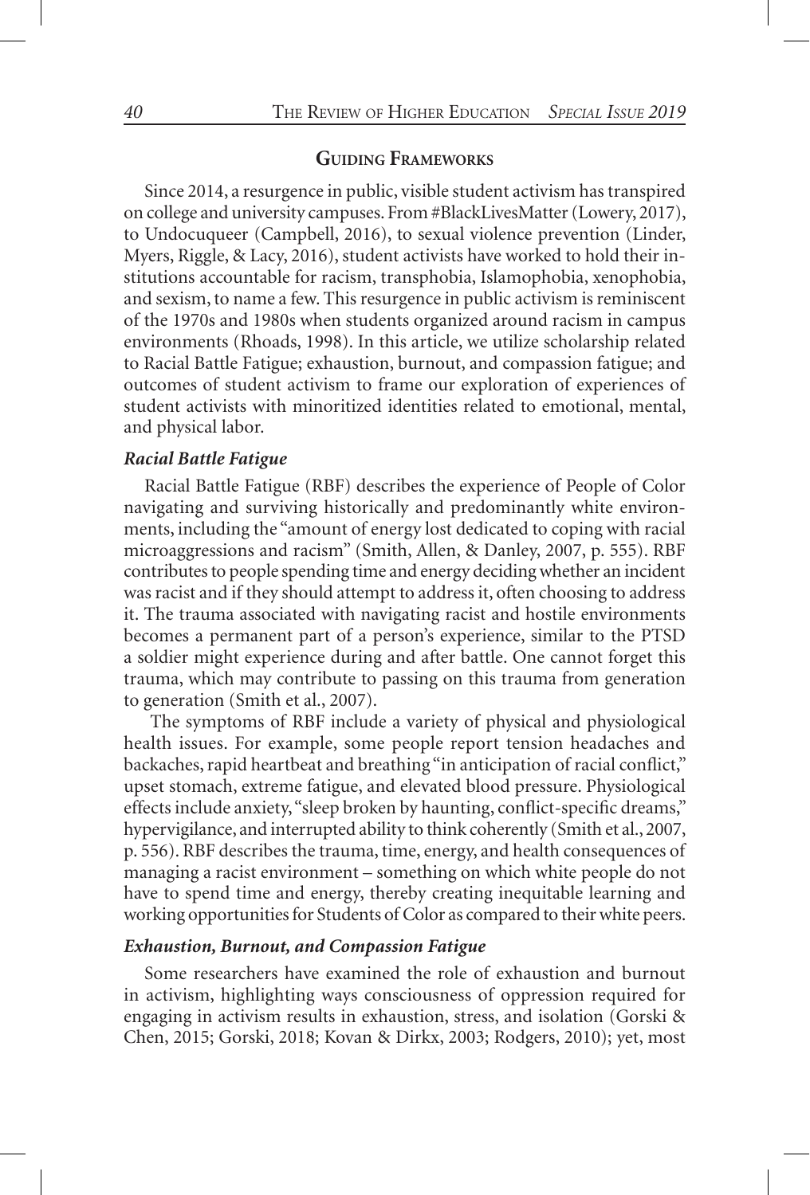## Guiding Frameworks

Since 2014, a resurgence in public, visible student activism has transpired on college and university campuses. From #BlackLivesMatter (Lowery, 2017), to Undocuqueer (Campbell, 2016), to sexual violence prevention (Linder, Myers, Riggle, & Lacy, 2016), student activists have worked to hold their institutions accountable for racism, transphobia, Islamophobia, xenophobia, and sexism, to name a few. This resurgence in public activism is reminiscent of the 1970s and 1980s when students organized around racism in campus environments (Rhoads, 1998). In this article, we utilize scholarship related to Racial Battle Fatigue; exhaustion, burnout, and compassion fatigue; and outcomes of student activism to frame our exploration of experiences of student activists with minoritized identities related to emotional, mental, and physical labor.

### *Racial Battle Fatigue*

Racial Battle Fatigue (RBF) describes the experience of People of Color navigating and surviving historically and predominantly white environments, including the "amount of energy lost dedicated to coping with racial microaggressions and racism" (Smith, Allen, & Danley, 2007, p. 555). RBF contributes to people spending time and energy deciding whether an incident was racist and if they should attempt to address it, often choosing to address it. The trauma associated with navigating racist and hostile environments becomes a permanent part of a person's experience, similar to the PTSD a soldier might experience during and after battle. One cannot forget this trauma, which may contribute to passing on this trauma from generation to generation (Smith et al., 2007).

The symptoms of RBF include a variety of physical and physiological health issues. For example, some people report tension headaches and backaches, rapid heartbeat and breathing "in anticipation of racial conflict," upset stomach, extreme fatigue, and elevated blood pressure. Physiological effects include anxiety, "sleep broken by haunting, conflict-specific dreams," hypervigilance, and interrupted ability to think coherently (Smith et al., 2007, p. 556). RBF describes the trauma, time, energy, and health consequences of managing a racist environment – something on which white people do not have to spend time and energy, thereby creating inequitable learning and working opportunities for Students of Color as compared to their white peers.

### *Exhaustion, Burnout, and Compassion Fatigue*

Some researchers have examined the role of exhaustion and burnout in activism, highlighting ways consciousness of oppression required for engaging in activism results in exhaustion, stress, and isolation (Gorski & Chen, 2015; Gorski, 2018; Kovan & Dirkx, 2003; Rodgers, 2010); yet, most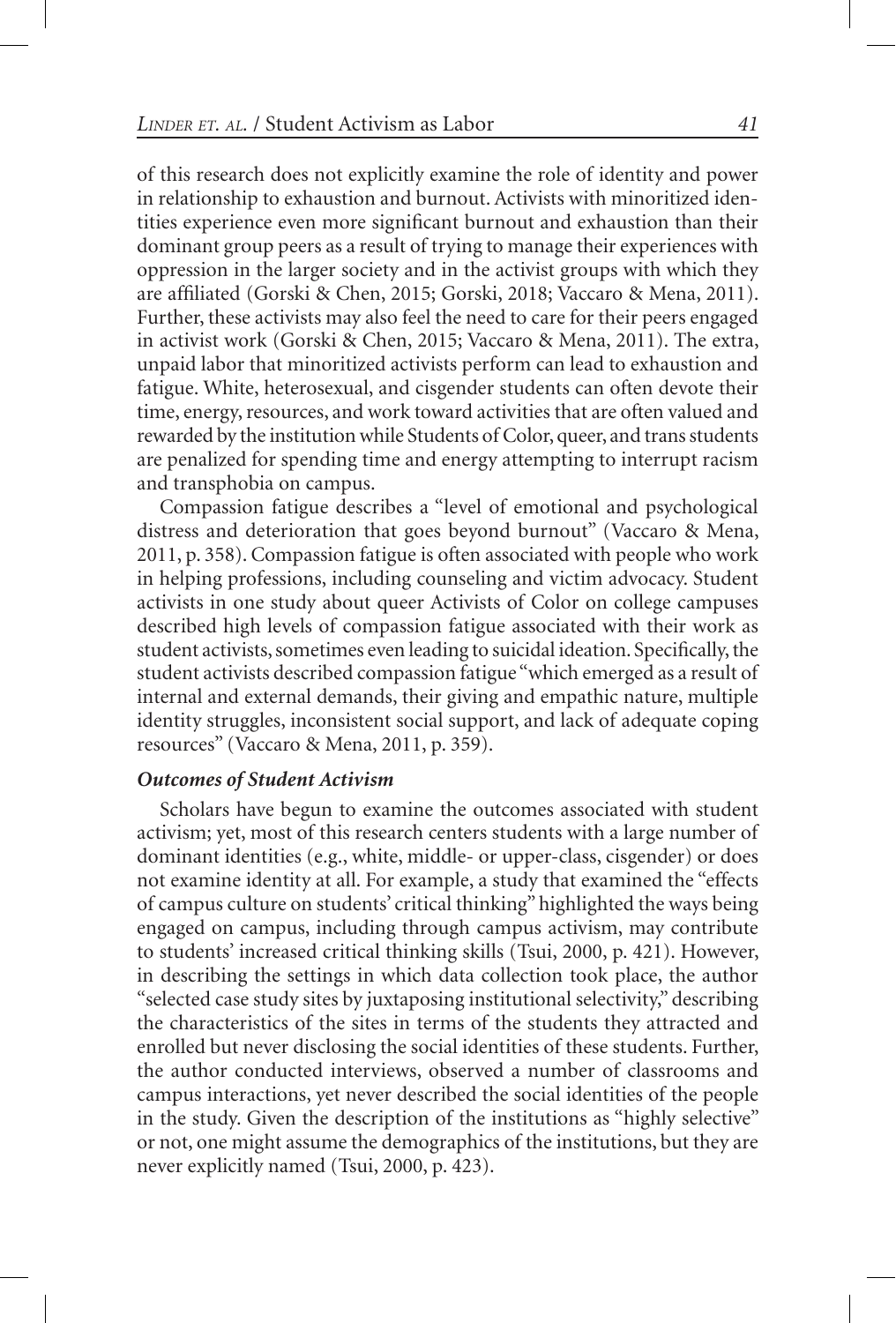of this research does not explicitly examine the role of identity and power in relationship to exhaustion and burnout. Activists with minoritized identities experience even more significant burnout and exhaustion than their dominant group peers as a result of trying to manage their experiences with oppression in the larger society and in the activist groups with which they are affiliated (Gorski & Chen, 2015; Gorski, 2018; Vaccaro & Mena, 2011). Further, these activists may also feel the need to care for their peers engaged in activist work (Gorski & Chen, 2015; Vaccaro & Mena, 2011). The extra, unpaid labor that minoritized activists perform can lead to exhaustion and fatigue. White, heterosexual, and cisgender students can often devote their time, energy, resources, and work toward activities that are often valued and rewarded by the institution while Students of Color, queer, and trans students are penalized for spending time and energy attempting to interrupt racism and transphobia on campus.

Compassion fatigue describes a "level of emotional and psychological distress and deterioration that goes beyond burnout" (Vaccaro & Mena, 2011, p. 358). Compassion fatigue is often associated with people who work in helping professions, including counseling and victim advocacy. Student activists in one study about queer Activists of Color on college campuses described high levels of compassion fatigue associated with their work as student activists, sometimes even leading to suicidal ideation. Specifically, the student activists described compassion fatigue "which emerged as a result of internal and external demands, their giving and empathic nature, multiple identity struggles, inconsistent social support, and lack of adequate coping resources" (Vaccaro & Mena, 2011, p. 359).

### *Outcomes of Student Activism*

Scholars have begun to examine the outcomes associated with student activism; yet, most of this research centers students with a large number of dominant identities (e.g., white, middle- or upper-class, cisgender) or does not examine identity at all. For example, a study that examined the "effects of campus culture on students' critical thinking" highlighted the ways being engaged on campus, including through campus activism, may contribute to students' increased critical thinking skills (Tsui, 2000, p. 421). However, in describing the settings in which data collection took place, the author "selected case study sites by juxtaposing institutional selectivity," describing the characteristics of the sites in terms of the students they attracted and enrolled but never disclosing the social identities of these students. Further, the author conducted interviews, observed a number of classrooms and campus interactions, yet never described the social identities of the people in the study. Given the description of the institutions as "highly selective" or not, one might assume the demographics of the institutions, but they are never explicitly named (Tsui, 2000, p. 423).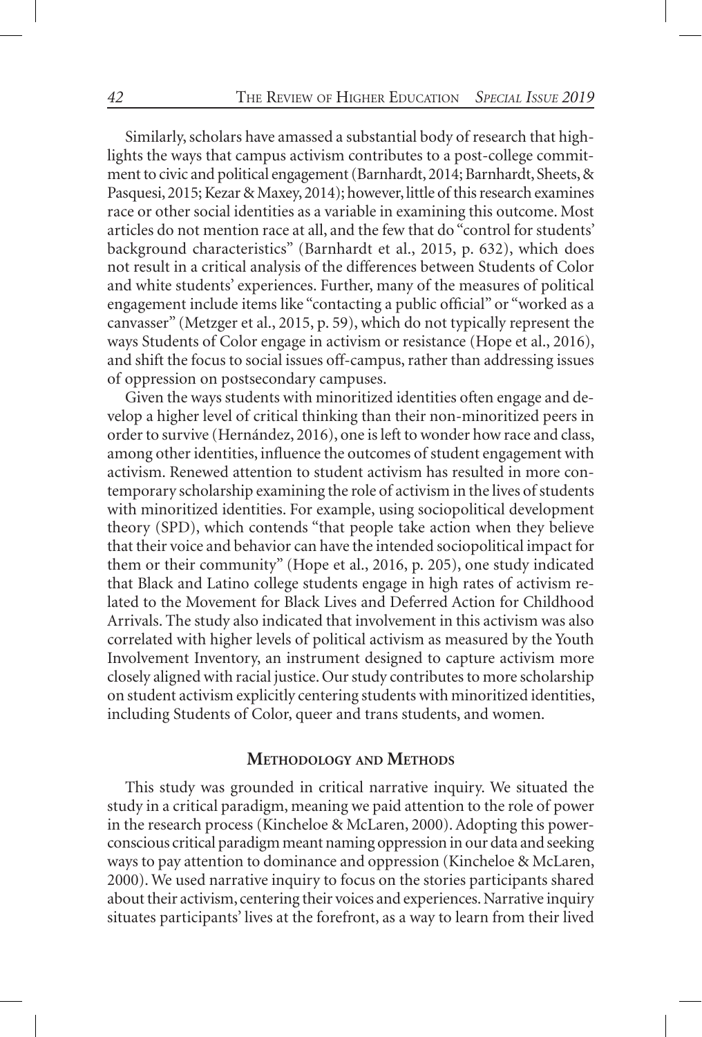Similarly, scholars have amassed a substantial body of research that highlights the ways that campus activism contributes to a post-college commitment to civic and political engagement (Barnhardt, 2014; Barnhardt, Sheets, & Pasquesi, 2015; Kezar & Maxey, 2014); however, little of this research examines race or other social identities as a variable in examining this outcome. Most articles do not mention race at all, and the few that do "control for students' background characteristics" (Barnhardt et al., 2015, p. 632), which does not result in a critical analysis of the differences between Students of Color and white students' experiences. Further, many of the measures of political engagement include items like "contacting a public official" or "worked as a canvasser" (Metzger et al., 2015, p. 59), which do not typically represent the ways Students of Color engage in activism or resistance (Hope et al., 2016), and shift the focus to social issues off-campus, rather than addressing issues of oppression on postsecondary campuses.

Given the ways students with minoritized identities often engage and develop a higher level of critical thinking than their non-minoritized peers in order to survive (Hernández, 2016), one is left to wonder how race and class, among other identities, influence the outcomes of student engagement with activism. Renewed attention to student activism has resulted in more contemporary scholarship examining the role of activism in the lives of students with minoritized identities. For example, using sociopolitical development theory (SPD), which contends "that people take action when they believe that their voice and behavior can have the intended sociopolitical impact for them or their community" (Hope et al., 2016, p. 205), one study indicated that Black and Latino college students engage in high rates of activism related to the Movement for Black Lives and Deferred Action for Childhood Arrivals. The study also indicated that involvement in this activism was also correlated with higher levels of political activism as measured by the Youth Involvement Inventory, an instrument designed to capture activism more closely aligned with racial justice. Our study contributes to more scholarship on student activism explicitly centering students with minoritized identities, including Students of Color, queer and trans students, and women.

## Methodology and Methods

This study was grounded in critical narrative inquiry. We situated the study in a critical paradigm, meaning we paid attention to the role of power in the research process (Kincheloe & McLaren, 2000). Adopting this power-conscious critical paradigm meant naming oppression in our data and seeking ways to pay attention to dominance and oppression (Kincheloe & McLaren, 2000). We used narrative inquiry to focus on the stories participants shared about their activism, centering their voices and experiences. Narrative inquiry situates participants' lives at the forefront, as a way to learn from their lived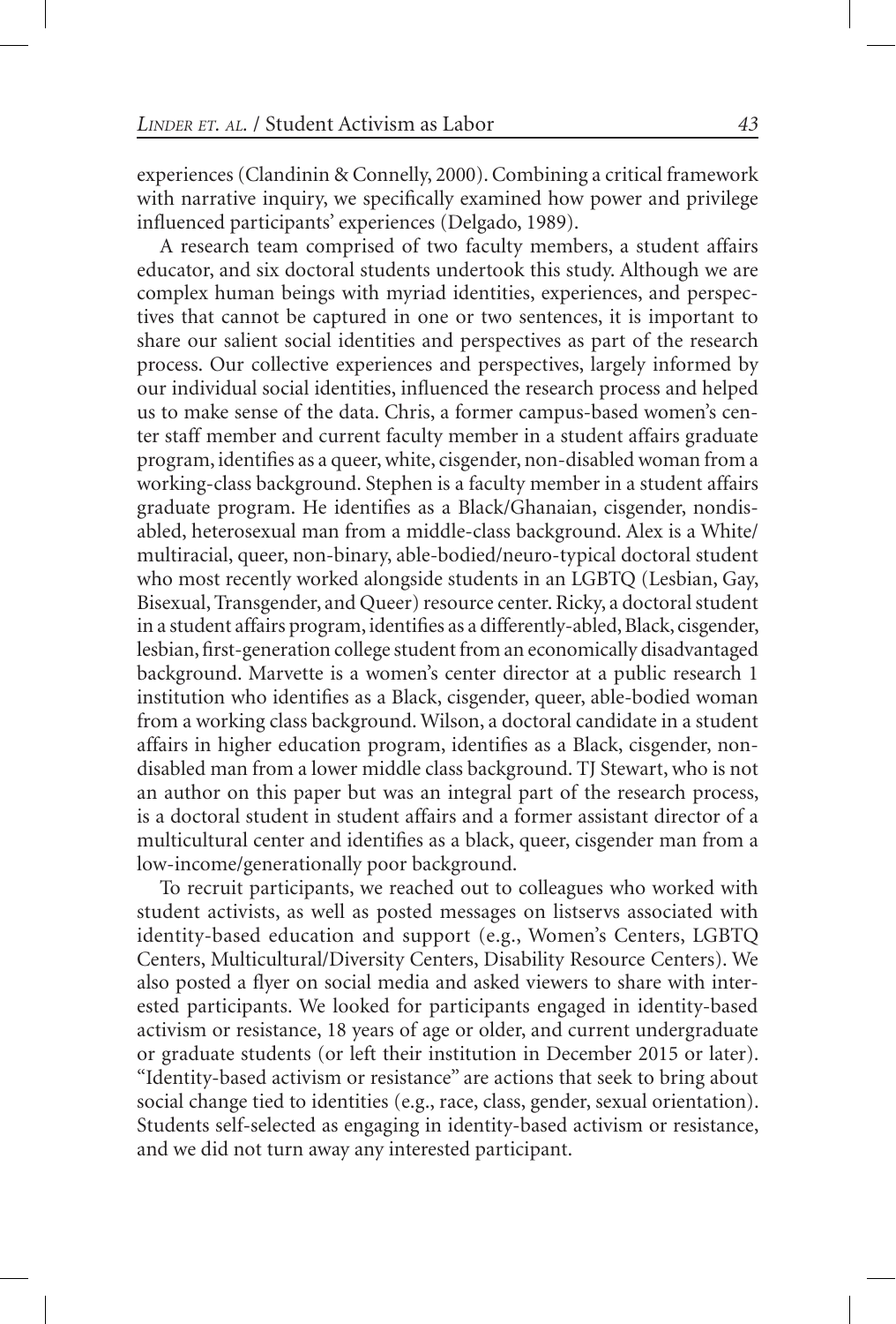experiences (Clandinin & Connelly, 2000). Combining a critical framework with narrative inquiry, we specifically examined how power and privilege influenced participants' experiences (Delgado, 1989).

A research team comprised of two faculty members, a student affairs educator, and six doctoral students undertook this study. Although we are complex human beings with myriad identities, experiences, and perspectives that cannot be captured in one or two sentences, it is important to share our salient social identities and perspectives as part of the research process. Our collective experiences and perspectives, largely informed by our individual social identities, influenced the research process and helped us to make sense of the data. Chris, a former campus-based women's center staff member and current faculty member in a student affairs graduate program, identifies as a queer, white, cisgender, non-disabled woman from a working-class background. Stephen is a faculty member in a student affairs graduate program. He identifies as a Black/Ghanaian, cisgender, nondisabled, heterosexual man from a middle-class background. Alex is a White/multiracial, queer, non-binary, able-bodied/neuro-typical doctoral student who most recently worked alongside students in an LGBTQ (Lesbian, Gay, Bisexual, Transgender, and Queer) resource center. Ricky, a doctoral student in a student affairs program, identifies as a differently-abled, Black, cisgender, lesbian, first-generation college student from an economically disadvantaged background. Marvette is a women's center director at a public research 1 institution who identifies as a Black, cisgender, queer, able-bodied woman from a working class background. Wilson, a doctoral candidate in a student affairs in higher education program, identifies as a Black, cisgender, nondisabled man from a lower middle class background. TJ Stewart, who is not an author on this paper but was an integral part of the research process, is a doctoral student in student affairs and a former assistant director of a multicultural center and identifies as a black, queer, cisgender man from a low-income/generationally poor background.

To recruit participants, we reached out to colleagues who worked with student activists, as well as posted messages on listservs associated with identity-based education and support (e.g., Women's Centers, LGBTQ Centers, Multicultural/Diversity Centers, Disability Resource Centers). We also posted a flyer on social media and asked viewers to share with interested participants. We looked for participants engaged in identity-based activism or resistance, 18 years of age or older, and current undergraduate or graduate students (or left their institution in December 2015 or later). "Identity-based activism or resistance" are actions that seek to bring about social change tied to identities (e.g., race, class, gender, sexual orientation). Students self-selected as engaging in identity-based activism or resistance, and we did not turn away any interested participant.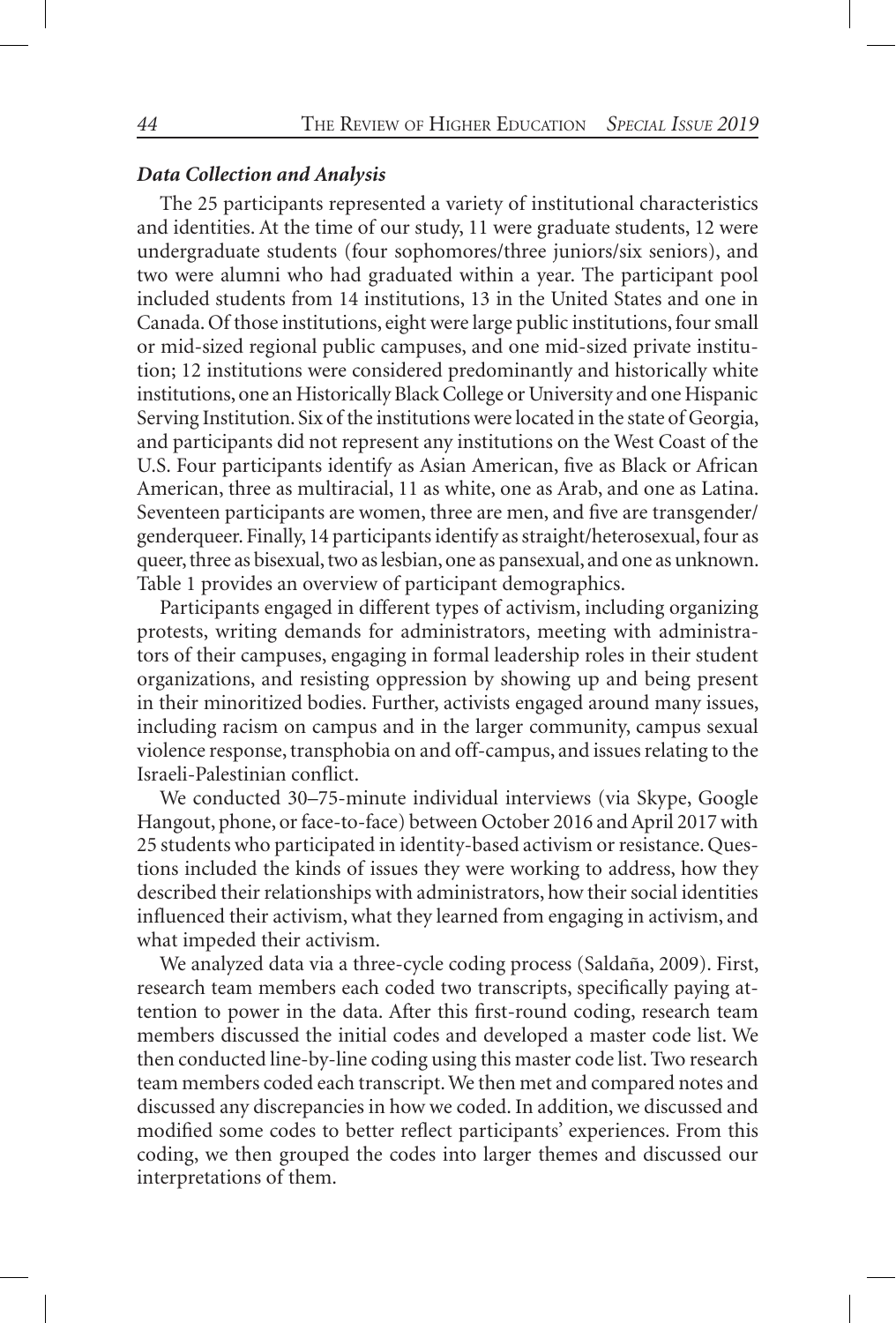### *Data Collection and Analysis*

The 25 participants represented a variety of institutional characteristics and identities. At the time of our study, 11 were graduate students, 12 were undergraduate students (four sophomores/three juniors/six seniors), and two were alumni who had graduated within a year. The participant pool included students from 14 institutions, 13 in the United States and one in Canada. Of those institutions, eight were large public institutions, four small or mid-sized regional public campuses, and one mid-sized private institution; 12 institutions were considered predominantly and historically white institutions, one an Historically Black College or University and one Hispanic Serving Institution. Six of the institutions were located in the state of Georgia, and participants did not represent any institutions on the West Coast of the U.S. Four participants identify as Asian American, five as Black or African American, three as multiracial, 11 as white, one as Arab, and one as Latina. Seventeen participants are women, three are men, and five are transgender/genderqueer. Finally, 14 participants identify as straight/heterosexual, four as queer, three as bisexual, two as lesbian, one as pansexual, and one as unknown. Table 1 provides an overview of participant demographics.

Participants engaged in different types of activism, including organizing protests, writing demands for administrators, meeting with administrators of their campuses, engaging in formal leadership roles in their student organizations, and resisting oppression by showing up and being present in their minoritized bodies. Further, activists engaged around many issues, including racism on campus and in the larger community, campus sexual violence response, transphobia on and off-campus, and issues relating to the Israeli-Palestinian conflict.

We conducted 30–75-minute individual interviews (via Skype, Google Hangout, phone, or face-to-face) between October 2016 and April 2017 with 25 students who participated in identity-based activism or resistance. Questions included the kinds of issues they were working to address, how they described their relationships with administrators, how their social identities influenced their activism, what they learned from engaging in activism, and what impeded their activism.

We analyzed data via a three-cycle coding process (Saldaña, 2009). First, research team members each coded two transcripts, specifically paying attention to power in the data. After this first-round coding, research team members discussed the initial codes and developed a master code list. We then conducted line-by-line coding using this master code list. Two research team members coded each transcript. We then met and compared notes and discussed any discrepancies in how we coded. In addition, we discussed and modified some codes to better reflect participants' experiences. From this coding, we then grouped the codes into larger themes and discussed our interpretations of them.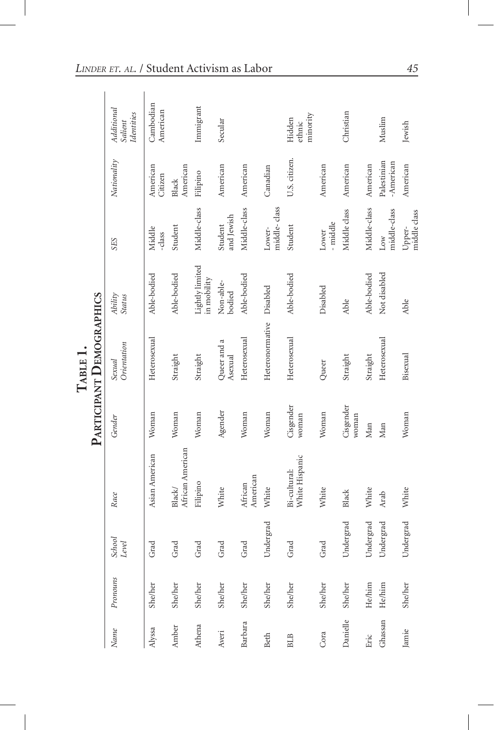**Table 1.**
**Participant Demographics**

| Name | Pronouns | School Level | Race | Gender | Sexual Orientation | Ability Status | SES | Nationality | Additional Salient Identities |
|---|---|---|---|---|---|---|---|---|---|
| Alyssa | She/her | Grad | Asian American | Woman | Heterosexual | Able-bodied | Middle -class | American Citizen | Cambodian American |
| Amber | She/her | Grad | Black/ African American | Woman | Straight | Able-bodied | Student | Black American | |
| Athena | She/her | Grad | Filipino | Woman | Straight | Lightly limited in mobility | Middle-class | Filipino | Immigrant |
| Averi | She/her | Grad | White | Agender | Queer and a Asexual | Non-able-bodied | Student and Jewish | American | Secular |
| Barbara | She/her | Grad | African American | Woman | Heterosexual | Able-bodied | Middle-class | American | |
| Beth | She/her | Undergrad | White | Woman | Heteronormative | Disabled | Lower-middle- class | Canadian | |
| BLB | She/her | Grad | Bi-cultural: White Hispanic | Cisgender woman | Heterosexual | Able-bodied | Student | U.S. citizen. | Hidden ethnic minority |
| Cora | She/her | Grad | White | Woman | Queer | Disabled | Lower - middle | American | |
| Danielle | She/her | Undergrad | Black | Cisgender woman | Straight | Able | Middle class | American | Christian |
| Eric | He/him | Undergrad | White | Man | Straight | Able-bodied | Middle-class | American | |
| Ghassan | He/him | Undergrad | Arab | Man | Heterosexual | Not disabled | Low middle-class | Palestinian -American | Muslim |
| Jamie | She/her | Undergrad | White | Woman | Bisexual | Able | Upper-middle class | American | Jewish |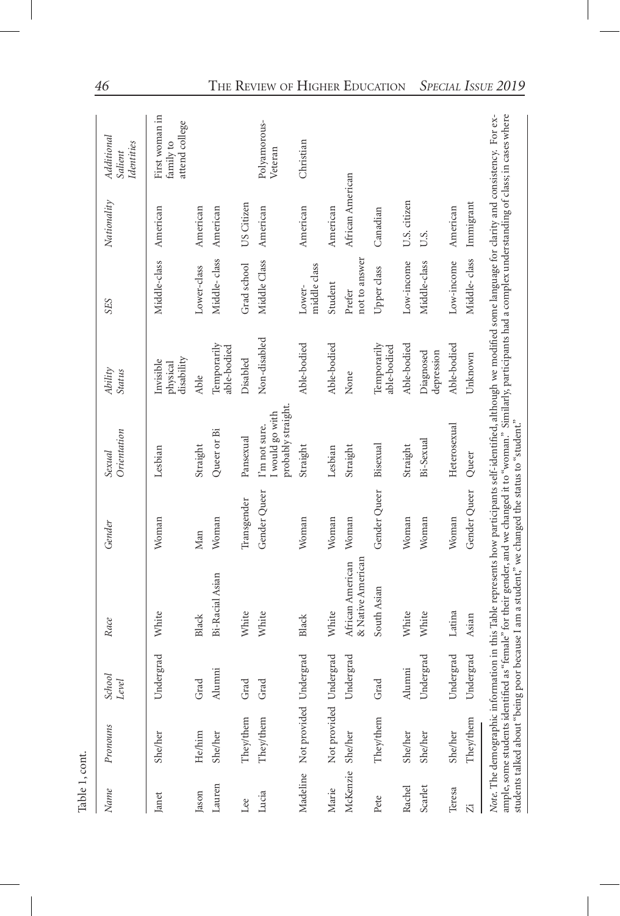Table 1, cont.

| Name | Pronouns | School Level | Race | Gender | Sexual Orientation | Ability Status | SES | Nationality | Additional Salient Identities |
|---|---|---|---|---|---|---|---|---|---|
| Janet | She/her | Undergrad | White | Woman | Lesbian | Invisible physical disability | Middle-class | American | First woman in family to attend college |
| Jason | He/him | Grad | Black | Man | Straight | Able | Lower-class | American | |
| Lauren | She/her | Alumni | Bi-Racial Asian | Woman | Queer or Bi | Temporarily able-bodied | Middle- class | American | |
| Lee | They/them | Grad | White | Transgender | Pansexual | Disabled | Grad school | US Citizen | |
| Lucia | They/them | Grad | White | Gender Queer | I'm not sure. I would go with probably straight. | Non-disabled | Middle Class | American | Polyamorous-Veteran |
| Madeline | Not provided | Undergrad | Black | Woman | Straight | Able-bodied | Lower-middle class | American | Christian |
| Marie | Not provided | Undergrad | White | Woman | Lesbian | Able-bodied | Student | American | |
| McKenzie | She/her | Undergrad | African American & Native American | Woman | Straight | None | Prefer not to answer | African American | |
| Pete | They/them | Grad | South Asian | Gender Queer | Bisexual | Temporarily able-bodied | Upper class | Canadian | |
| Rachel | She/her | Alumni | White | Woman | Straight | Able-bodied | Low-income | U.S. citizen | |
| Scarlet | She/her | Undergrad | White | Woman | Bi-Sexual | Diagnosed depression | Middle-class | U.S. | |
| Teresa | She/her | Undergrad | Latina | Woman | Heterosexual | Able-bodied | Low-income | American | |
| Zi | They/them | Undergrad | Asian | Gender Queer | Queer | Unknown | Middle- class | Immigrant | |

*Note.* The demographic information in this Table represents how participants self-identified, although we modified some language for clarity and consistency. For example, some students identified as "female" for their gender, and we changed it to "woman." Similarly, participants had a complex understanding of class; in cases where students talked about "being poor because I am a student," we changed the status to "student."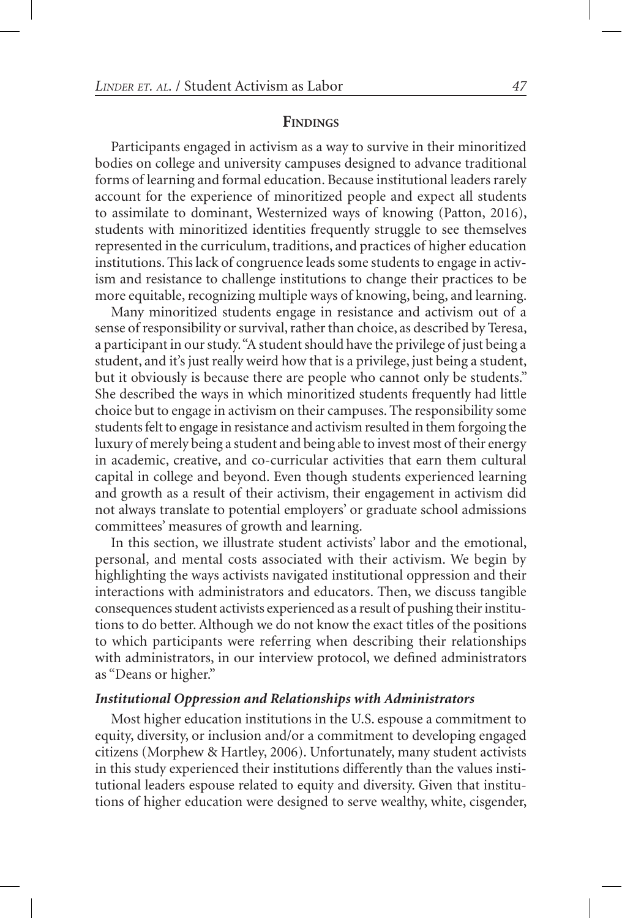## Findings

Participants engaged in activism as a way to survive in their minoritized bodies on college and university campuses designed to advance traditional forms of learning and formal education. Because institutional leaders rarely account for the experience of minoritized people and expect all students to assimilate to dominant, Westernized ways of knowing (Patton, 2016), students with minoritized identities frequently struggle to see themselves represented in the curriculum, traditions, and practices of higher education institutions. This lack of congruence leads some students to engage in activism and resistance to challenge institutions to change their practices to be more equitable, recognizing multiple ways of knowing, being, and learning.

Many minoritized students engage in resistance and activism out of a sense of responsibility or survival, rather than choice, as described by Teresa, a participant in our study. "A student should have the privilege of just being a student, and it's just really weird how that is a privilege, just being a student, but it obviously is because there are people who cannot only be students." She described the ways in which minoritized students frequently had little choice but to engage in activism on their campuses. The responsibility some students felt to engage in resistance and activism resulted in them forgoing the luxury of merely being a student and being able to invest most of their energy in academic, creative, and co-curricular activities that earn them cultural capital in college and beyond. Even though students experienced learning and growth as a result of their activism, their engagement in activism did not always translate to potential employers' or graduate school admissions committees' measures of growth and learning.

In this section, we illustrate student activists' labor and the emotional, personal, and mental costs associated with their activism. We begin by highlighting the ways activists navigated institutional oppression and their interactions with administrators and educators. Then, we discuss tangible consequences student activists experienced as a result of pushing their institutions to do better. Although we do not know the exact titles of the positions to which participants were referring when describing their relationships with administrators, in our interview protocol, we defined administrators as "Deans or higher."

### *Institutional Oppression and Relationships with Administrators*

Most higher education institutions in the U.S. espouse a commitment to equity, diversity, or inclusion and/or a commitment to developing engaged citizens (Morphew & Hartley, 2006). Unfortunately, many student activists in this study experienced their institutions differently than the values institutional leaders espouse related to equity and diversity. Given that institutions of higher education were designed to serve wealthy, white, cisgender,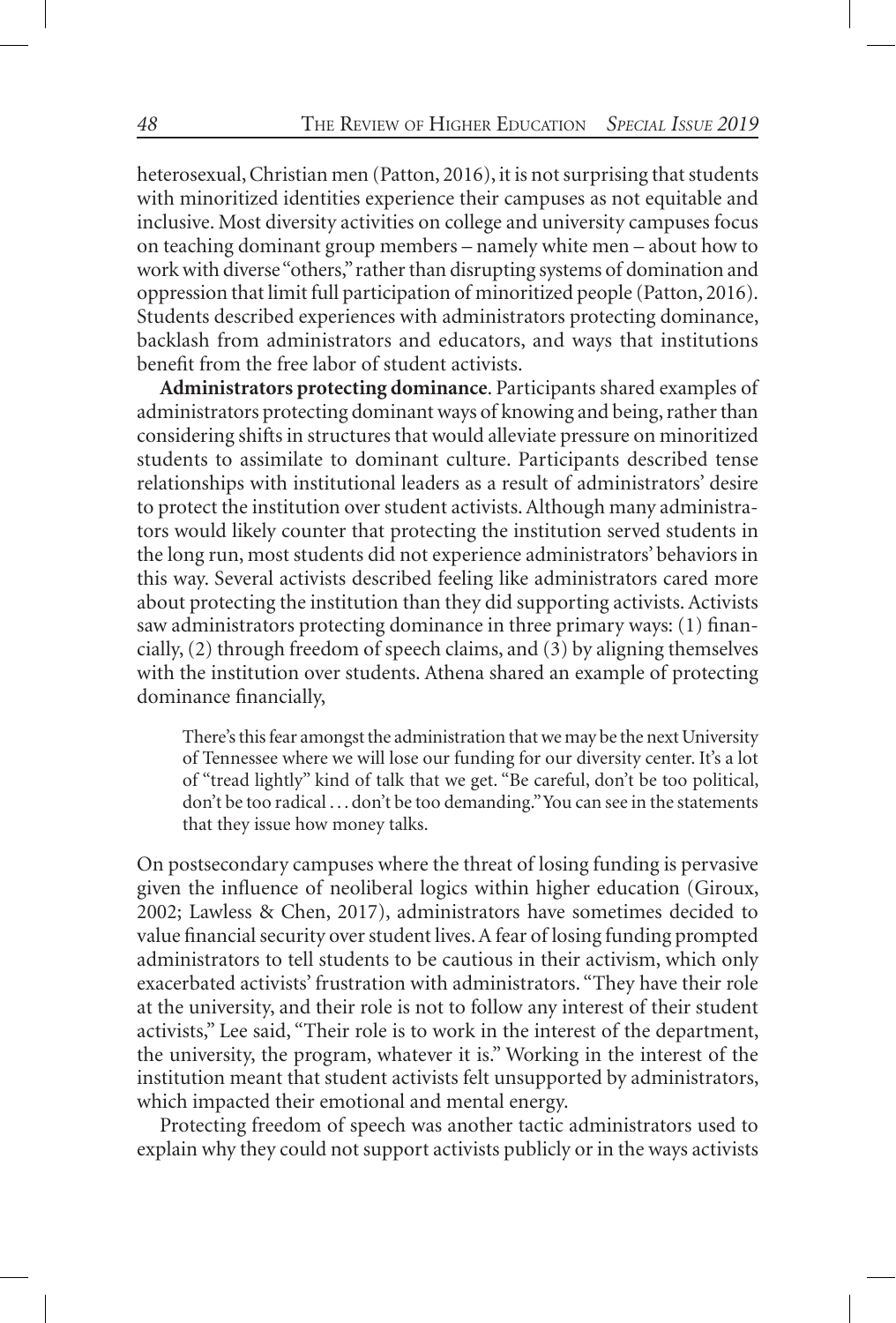heterosexual, Christian men (Patton, 2016), it is not surprising that students with minoritized identities experience their campuses as not equitable and inclusive. Most diversity activities on college and university campuses focus on teaching dominant group members – namely white men – about how to work with diverse "others," rather than disrupting systems of domination and oppression that limit full participation of minoritized people (Patton, 2016). Students described experiences with administrators protecting dominance, backlash from administrators and educators, and ways that institutions benefit from the free labor of student activists.

**Administrators protecting dominance**. Participants shared examples of administrators protecting dominant ways of knowing and being, rather than considering shifts in structures that would alleviate pressure on minoritized students to assimilate to dominant culture. Participants described tense relationships with institutional leaders as a result of administrators' desire to protect the institution over student activists. Although many administrators would likely counter that protecting the institution served students in the long run, most students did not experience administrators' behaviors in this way. Several activists described feeling like administrators cared more about protecting the institution than they did supporting activists. Activists saw administrators protecting dominance in three primary ways: (1) financially, (2) through freedom of speech claims, and (3) by aligning themselves with the institution over students. Athena shared an example of protecting dominance financially,

> There's this fear amongst the administration that we may be the next University of Tennessee where we will lose our funding for our diversity center. It's a lot of "tread lightly" kind of talk that we get. "Be careful, don't be too political, don't be too radical . . . don't be too demanding." You can see in the statements that they issue how money talks.

On postsecondary campuses where the threat of losing funding is pervasive given the influence of neoliberal logics within higher education (Giroux, 2002; Lawless & Chen, 2017), administrators have sometimes decided to value financial security over student lives. A fear of losing funding prompted administrators to tell students to be cautious in their activism, which only exacerbated activists' frustration with administrators. "They have their role at the university, and their role is not to follow any interest of their student activists," Lee said, "Their role is to work in the interest of the department, the university, the program, whatever it is." Working in the interest of the institution meant that student activists felt unsupported by administrators, which impacted their emotional and mental energy.

Protecting freedom of speech was another tactic administrators used to explain why they could not support activists publicly or in the ways activists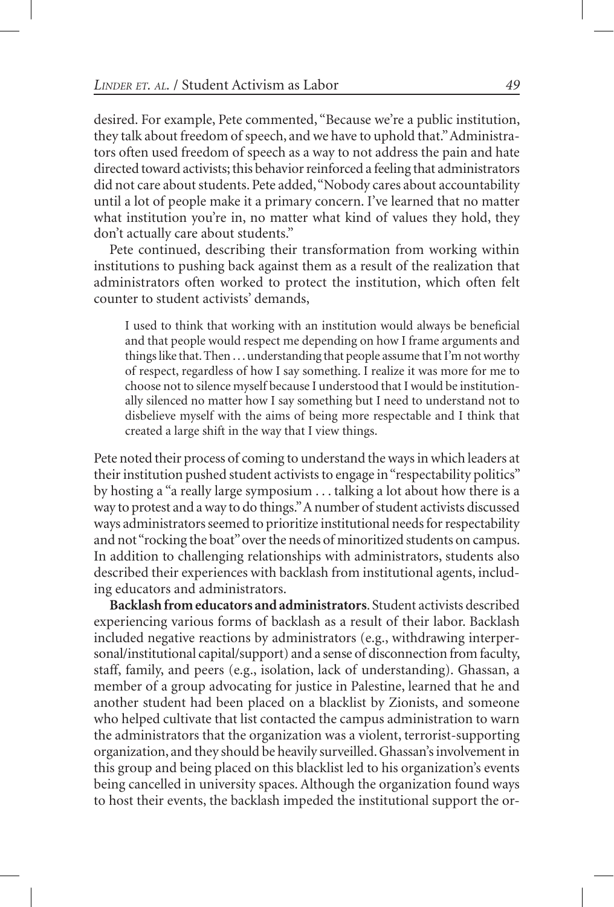desired. For example, Pete commented, "Because we're a public institution, they talk about freedom of speech, and we have to uphold that." Administrators often used freedom of speech as a way to not address the pain and hate directed toward activists; this behavior reinforced a feeling that administrators did not care about students. Pete added, "Nobody cares about accountability until a lot of people make it a primary concern. I've learned that no matter what institution you're in, no matter what kind of values they hold, they don't actually care about students."

Pete continued, describing their transformation from working within institutions to pushing back against them as a result of the realization that administrators often worked to protect the institution, which often felt counter to student activists' demands,

> I used to think that working with an institution would always be beneficial and that people would respect me depending on how I frame arguments and things like that. Then . . . understanding that people assume that I'm not worthy of respect, regardless of how I say something. I realize it was more for me to choose not to silence myself because I understood that I would be institutionally silenced no matter how I say something but I need to understand not to disbelieve myself with the aims of being more respectable and I think that created a large shift in the way that I view things.

Pete noted their process of coming to understand the ways in which leaders at their institution pushed student activists to engage in "respectability politics" by hosting a "a really large symposium . . . talking a lot about how there is a way to protest and a way to do things." A number of student activists discussed ways administrators seemed to prioritize institutional needs for respectability and not "rocking the boat" over the needs of minoritized students on campus. In addition to challenging relationships with administrators, students also described their experiences with backlash from institutional agents, including educators and administrators.

**Backlash from educators and administrators**. Student activists described experiencing various forms of backlash as a result of their labor. Backlash included negative reactions by administrators (e.g., withdrawing interpersonal/institutional capital/support) and a sense of disconnection from faculty, staff, family, and peers (e.g., isolation, lack of understanding). Ghassan, a member of a group advocating for justice in Palestine, learned that he and another student had been placed on a blacklist by Zionists, and someone who helped cultivate that list contacted the campus administration to warn the administrators that the organization was a violent, terrorist-supporting organization, and they should be heavily surveilled. Ghassan's involvement in this group and being placed on this blacklist led to his organization's events being cancelled in university spaces. Although the organization found ways to host their events, the backlash impeded the institutional support the or-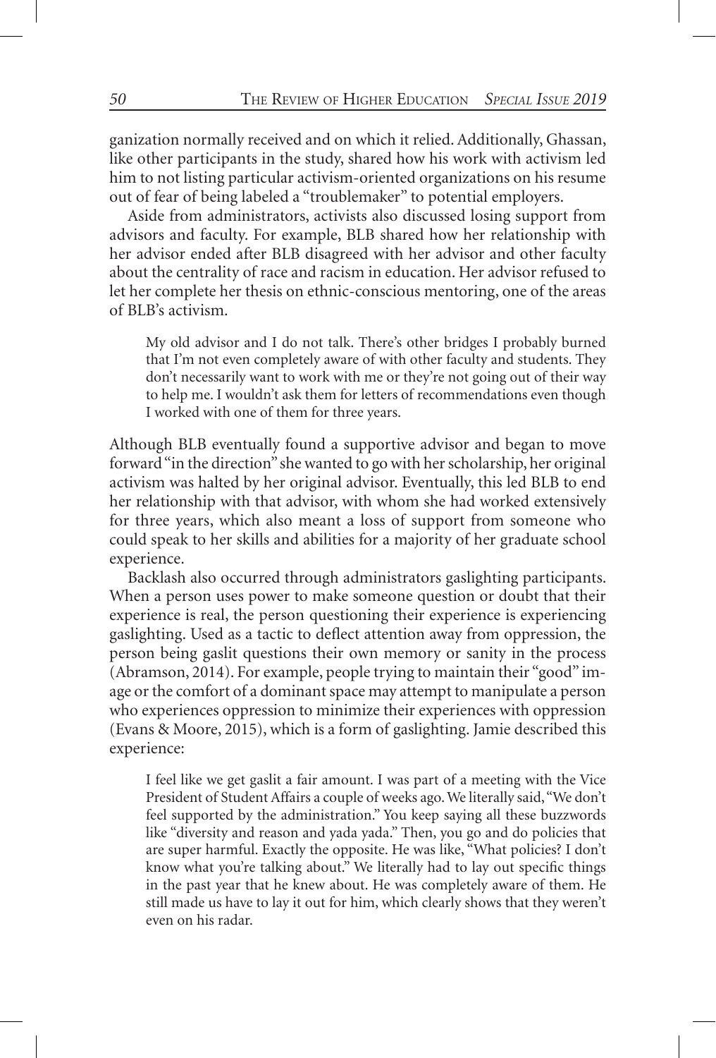ganization normally received and on which it relied. Additionally, Ghassan, like other participants in the study, shared how his work with activism led him to not listing particular activism-oriented organizations on his resume out of fear of being labeled a "troublemaker" to potential employers.

Aside from administrators, activists also discussed losing support from advisors and faculty. For example, BLB shared how her relationship with her advisor ended after BLB disagreed with her advisor and other faculty about the centrality of race and racism in education. Her advisor refused to let her complete her thesis on ethnic-conscious mentoring, one of the areas of BLB's activism.

> My old advisor and I do not talk. There's other bridges I probably burned that I'm not even completely aware of with other faculty and students. They don't necessarily want to work with me or they're not going out of their way to help me. I wouldn't ask them for letters of recommendations even though I worked with one of them for three years.

Although BLB eventually found a supportive advisor and began to move forward "in the direction" she wanted to go with her scholarship, her original activism was halted by her original advisor. Eventually, this led BLB to end her relationship with that advisor, with whom she had worked extensively for three years, which also meant a loss of support from someone who could speak to her skills and abilities for a majority of her graduate school experience.

Backlash also occurred through administrators gaslighting participants. When a person uses power to make someone question or doubt that their experience is real, the person questioning their experience is experiencing gaslighting. Used as a tactic to deflect attention away from oppression, the person being gaslit questions their own memory or sanity in the process (Abramson, 2014). For example, people trying to maintain their "good" image or the comfort of a dominant space may attempt to manipulate a person who experiences oppression to minimize their experiences with oppression (Evans & Moore, 2015), which is a form of gaslighting. Jamie described this experience:

> I feel like we get gaslit a fair amount. I was part of a meeting with the Vice President of Student Affairs a couple of weeks ago. We literally said, "We don't feel supported by the administration." You keep saying all these buzzwords like "diversity and reason and yada yada." Then, you go and do policies that are super harmful. Exactly the opposite. He was like, "What policies? I don't know what you're talking about." We literally had to lay out specific things in the past year that he knew about. He was completely aware of them. He still made us have to lay it out for him, which clearly shows that they weren't even on his radar.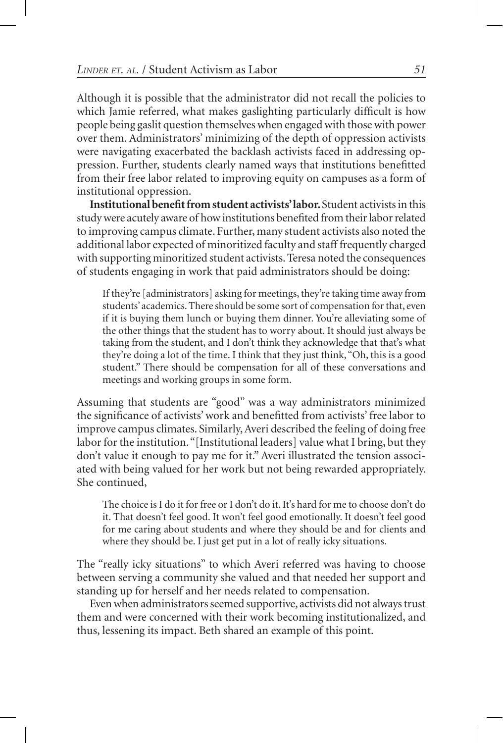Although it is possible that the administrator did not recall the policies to which Jamie referred, what makes gaslighting particularly difficult is how people being gaslit question themselves when engaged with those with power over them. Administrators' minimizing of the depth of oppression activists were navigating exacerbated the backlash activists faced in addressing oppression. Further, students clearly named ways that institutions benefitted from their free labor related to improving equity on campuses as a form of institutional oppression.

**Institutional benefit from student activists' labor.** Student activists in this study were acutely aware of how institutions benefited from their labor related to improving campus climate. Further, many student activists also noted the additional labor expected of minoritized faculty and staff frequently charged with supporting minoritized student activists. Teresa noted the consequences of students engaging in work that paid administrators should be doing:

> If they're [administrators] asking for meetings, they're taking time away from students' academics. There should be some sort of compensation for that, even if it is buying them lunch or buying them dinner. You're alleviating some of the other things that the student has to worry about. It should just always be taking from the student, and I don't think they acknowledge that that's what they're doing a lot of the time. I think that they just think, "Oh, this is a good student." There should be compensation for all of these conversations and meetings and working groups in some form.

Assuming that students are "good" was a way administrators minimized the significance of activists' work and benefitted from activists' free labor to improve campus climates. Similarly, Averi described the feeling of doing free labor for the institution. "[Institutional leaders] value what I bring, but they don't value it enough to pay me for it." Averi illustrated the tension associated with being valued for her work but not being rewarded appropriately. She continued,

> The choice is I do it for free or I don't do it. It's hard for me to choose don't do it. That doesn't feel good. It won't feel good emotionally. It doesn't feel good for me caring about students and where they should be and for clients and where they should be. I just get put in a lot of really icky situations.

The "really icky situations" to which Averi referred was having to choose between serving a community she valued and that needed her support and standing up for herself and her needs related to compensation.

Even when administrators seemed supportive, activists did not always trust them and were concerned with their work becoming institutionalized, and thus, lessening its impact. Beth shared an example of this point.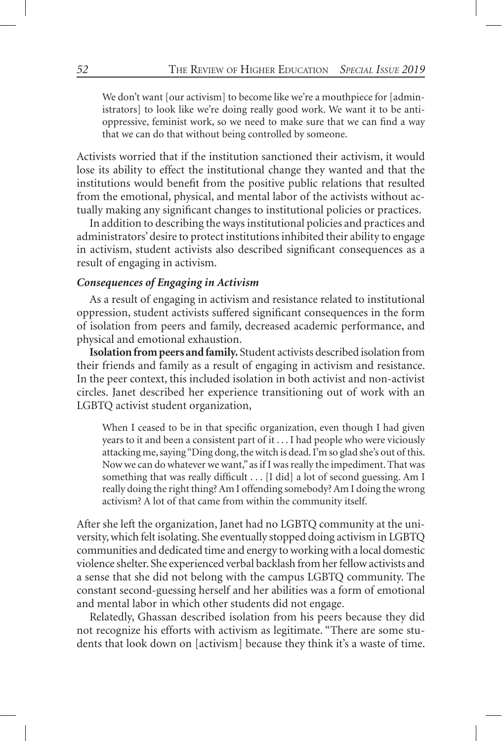> We don't want [our activism] to become like we're a mouthpiece for [administrators] to look like we're doing really good work. We want it to be anti-oppressive, feminist work, so we need to make sure that we can find a way that we can do that without being controlled by someone.

Activists worried that if the institution sanctioned their activism, it would lose its ability to effect the institutional change they wanted and that the institutions would benefit from the positive public relations that resulted from the emotional, physical, and mental labor of the activists without actually making any significant changes to institutional policies or practices.

In addition to describing the ways institutional policies and practices and administrators' desire to protect institutions inhibited their ability to engage in activism, student activists also described significant consequences as a result of engaging in activism.

### *Consequences of Engaging in Activism*

As a result of engaging in activism and resistance related to institutional oppression, student activists suffered significant consequences in the form of isolation from peers and family, decreased academic performance, and physical and emotional exhaustion.

**Isolation from peers and family.** Student activists described isolation from their friends and family as a result of engaging in activism and resistance. In the peer context, this included isolation in both activist and non-activist circles. Janet described her experience transitioning out of work with an LGBTQ activist student organization,

> When I ceased to be in that specific organization, even though I had given years to it and been a consistent part of it . . . I had people who were viciously attacking me, saying "Ding dong, the witch is dead. I'm so glad she's out of this. Now we can do whatever we want," as if I was really the impediment. That was something that was really difficult . . . [I did] a lot of second guessing. Am I really doing the right thing? Am I offending somebody? Am I doing the wrong activism? A lot of that came from within the community itself.

After she left the organization, Janet had no LGBTQ community at the university, which felt isolating. She eventually stopped doing activism in LGBTQ communities and dedicated time and energy to working with a local domestic violence shelter. She experienced verbal backlash from her fellow activists and a sense that she did not belong with the campus LGBTQ community. The constant second-guessing herself and her abilities was a form of emotional and mental labor in which other students did not engage.

Relatedly, Ghassan described isolation from his peers because they did not recognize his efforts with activism as legitimate. "There are some students that look down on [activism] because they think it's a waste of time.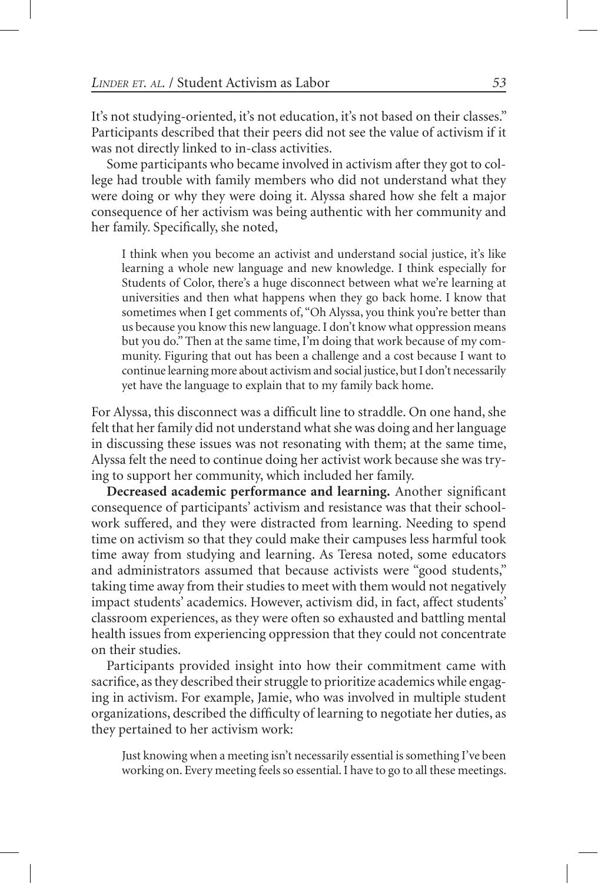It's not studying-oriented, it's not education, it's not based on their classes." Participants described that their peers did not see the value of activism if it was not directly linked to in-class activities.

Some participants who became involved in activism after they got to college had trouble with family members who did not understand what they were doing or why they were doing it. Alyssa shared how she felt a major consequence of her activism was being authentic with her community and her family. Specifically, she noted,

> I think when you become an activist and understand social justice, it's like learning a whole new language and new knowledge. I think especially for Students of Color, there's a huge disconnect between what we're learning at universities and then what happens when they go back home. I know that sometimes when I get comments of, "Oh Alyssa, you think you're better than us because you know this new language. I don't know what oppression means but you do." Then at the same time, I'm doing that work because of my community. Figuring that out has been a challenge and a cost because I want to continue learning more about activism and social justice, but I don't necessarily yet have the language to explain that to my family back home.

For Alyssa, this disconnect was a difficult line to straddle. On one hand, she felt that her family did not understand what she was doing and her language in discussing these issues was not resonating with them; at the same time, Alyssa felt the need to continue doing her activist work because she was trying to support her community, which included her family.

**Decreased academic performance and learning.** Another significant consequence of participants' activism and resistance was that their schoolwork suffered, and they were distracted from learning. Needing to spend time on activism so that they could make their campuses less harmful took time away from studying and learning. As Teresa noted, some educators and administrators assumed that because activists were "good students," taking time away from their studies to meet with them would not negatively impact students' academics. However, activism did, in fact, affect students' classroom experiences, as they were often so exhausted and battling mental health issues from experiencing oppression that they could not concentrate on their studies.

Participants provided insight into how their commitment came with sacrifice, as they described their struggle to prioritize academics while engaging in activism. For example, Jamie, who was involved in multiple student organizations, described the difficulty of learning to negotiate her duties, as they pertained to her activism work:

> Just knowing when a meeting isn't necessarily essential is something I've been working on. Every meeting feels so essential. I have to go to all these meetings.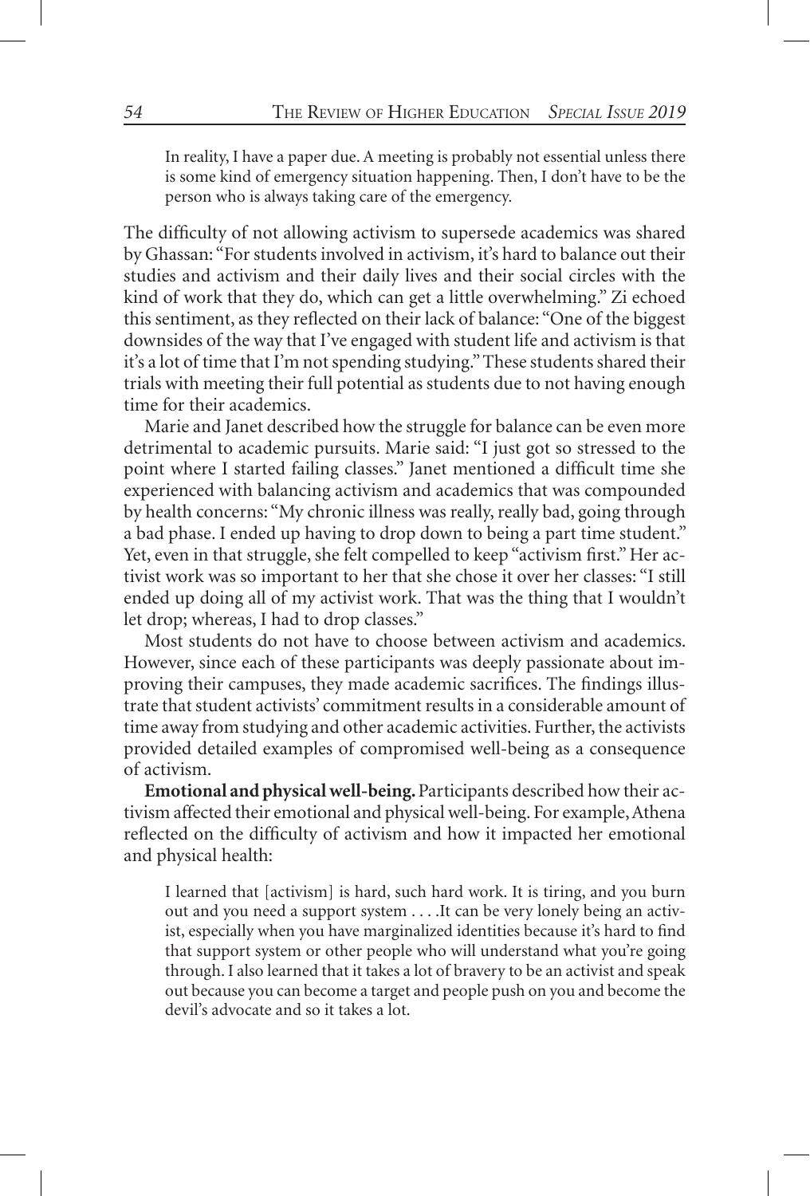> In reality, I have a paper due. A meeting is probably not essential unless there is some kind of emergency situation happening. Then, I don't have to be the person who is always taking care of the emergency.

The difficulty of not allowing activism to supersede academics was shared by Ghassan: "For students involved in activism, it's hard to balance out their studies and activism and their daily lives and their social circles with the kind of work that they do, which can get a little overwhelming." Zi echoed this sentiment, as they reflected on their lack of balance: "One of the biggest downsides of the way that I've engaged with student life and activism is that it's a lot of time that I'm not spending studying." These students shared their trials with meeting their full potential as students due to not having enough time for their academics.

Marie and Janet described how the struggle for balance can be even more detrimental to academic pursuits. Marie said: "I just got so stressed to the point where I started failing classes." Janet mentioned a difficult time she experienced with balancing activism and academics that was compounded by health concerns: "My chronic illness was really, really bad, going through a bad phase. I ended up having to drop down to being a part time student." Yet, even in that struggle, she felt compelled to keep "activism first." Her activist work was so important to her that she chose it over her classes: "I still ended up doing all of my activist work. That was the thing that I wouldn't let drop; whereas, I had to drop classes."

Most students do not have to choose between activism and academics. However, since each of these participants was deeply passionate about improving their campuses, they made academic sacrifices. The findings illustrate that student activists' commitment results in a considerable amount of time away from studying and other academic activities. Further, the activists provided detailed examples of compromised well-being as a consequence of activism.

**Emotional and physical well-being.** Participants described how their activism affected their emotional and physical well-being. For example, Athena reflected on the difficulty of activism and how it impacted her emotional and physical health:

> I learned that [activism] is hard, such hard work. It is tiring, and you burn out and you need a support system . . . .It can be very lonely being an activist, especially when you have marginalized identities because it's hard to find that support system or other people who will understand what you're going through. I also learned that it takes a lot of bravery to be an activist and speak out because you can become a target and people push on you and become the devil's advocate and so it takes a lot.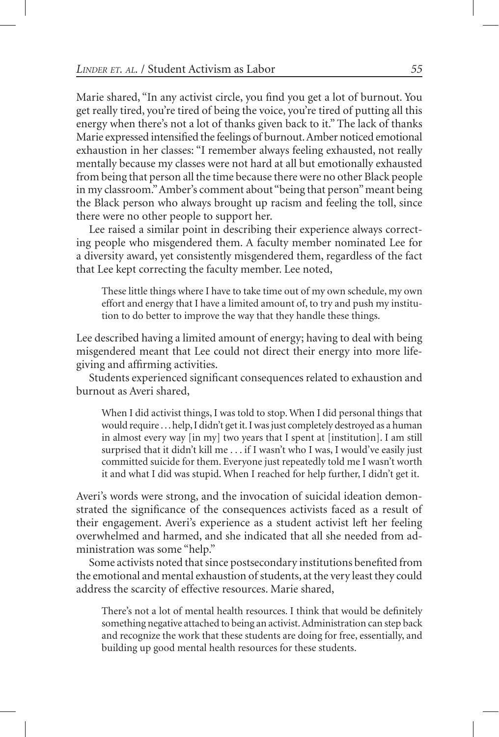Marie shared, "In any activist circle, you find you get a lot of burnout. You get really tired, you're tired of being the voice, you're tired of putting all this energy when there's not a lot of thanks given back to it." The lack of thanks Marie expressed intensified the feelings of burnout. Amber noticed emotional exhaustion in her classes: "I remember always feeling exhausted, not really mentally because my classes were not hard at all but emotionally exhausted from being that person all the time because there were no other Black people in my classroom." Amber's comment about "being that person" meant being the Black person who always brought up racism and feeling the toll, since there were no other people to support her.

Lee raised a similar point in describing their experience always correcting people who misgendered them. A faculty member nominated Lee for a diversity award, yet consistently misgendered them, regardless of the fact that Lee kept correcting the faculty member. Lee noted,

> These little things where I have to take time out of my own schedule, my own effort and energy that I have a limited amount of, to try and push my institution to do better to improve the way that they handle these things.

Lee described having a limited amount of energy; having to deal with being misgendered meant that Lee could not direct their energy into more life-giving and affirming activities.

Students experienced significant consequences related to exhaustion and burnout as Averi shared,

> When I did activist things, I was told to stop. When I did personal things that would require . . . help, I didn't get it. I was just completely destroyed as a human in almost every way [in my] two years that I spent at [institution]. I am still surprised that it didn't kill me . . . if I wasn't who I was, I would've easily just committed suicide for them. Everyone just repeatedly told me I wasn't worth it and what I did was stupid. When I reached for help further, I didn't get it.

Averi's words were strong, and the invocation of suicidal ideation demonstrated the significance of the consequences activists faced as a result of their engagement. Averi's experience as a student activist left her feeling overwhelmed and harmed, and she indicated that all she needed from administration was some "help."

Some activists noted that since postsecondary institutions benefited from the emotional and mental exhaustion of students, at the very least they could address the scarcity of effective resources. Marie shared,

> There's not a lot of mental health resources. I think that would be definitely something negative attached to being an activist. Administration can step back and recognize the work that these students are doing for free, essentially, and building up good mental health resources for these students.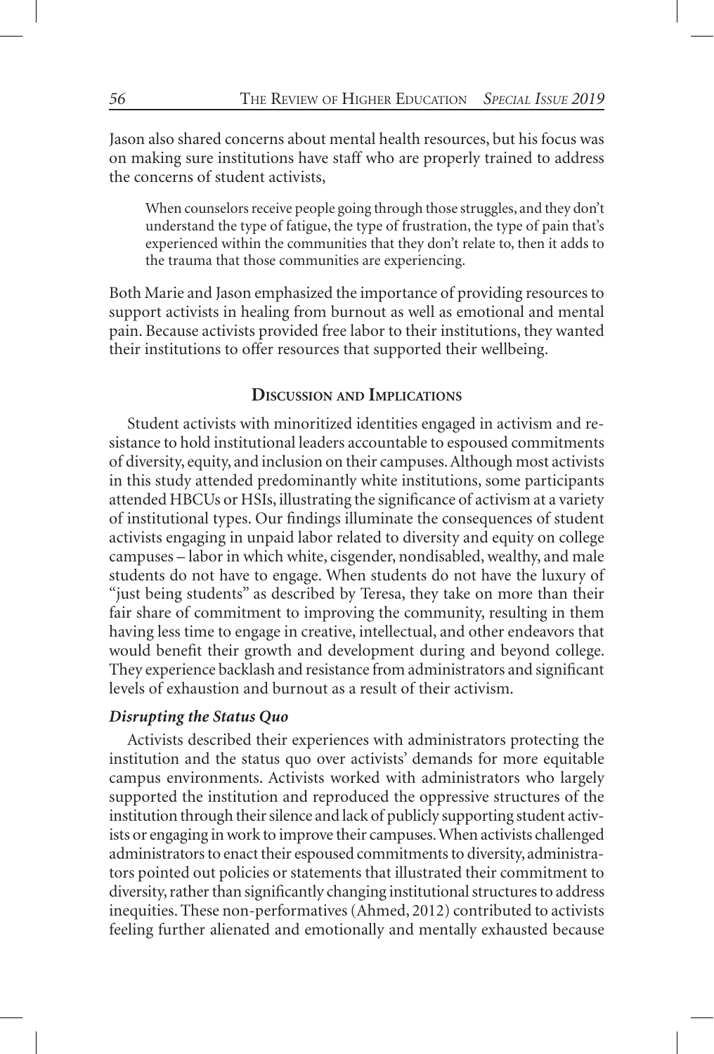Jason also shared concerns about mental health resources, but his focus was on making sure institutions have staff who are properly trained to address the concerns of student activists,

> When counselors receive people going through those struggles, and they don't understand the type of fatigue, the type of frustration, the type of pain that's experienced within the communities that they don't relate to, then it adds to the trauma that those communities are experiencing.

Both Marie and Jason emphasized the importance of providing resources to support activists in healing from burnout as well as emotional and mental pain. Because activists provided free labor to their institutions, they wanted their institutions to offer resources that supported their wellbeing.

## Discussion and Implications

Student activists with minoritized identities engaged in activism and resistance to hold institutional leaders accountable to espoused commitments of diversity, equity, and inclusion on their campuses. Although most activists in this study attended predominantly white institutions, some participants attended HBCUs or HSIs, illustrating the significance of activism at a variety of institutional types. Our findings illuminate the consequences of student activists engaging in unpaid labor related to diversity and equity on college campuses – labor in which white, cisgender, nondisabled, wealthy, and male students do not have to engage. When students do not have the luxury of "just being students" as described by Teresa, they take on more than their fair share of commitment to improving the community, resulting in them having less time to engage in creative, intellectual, and other endeavors that would benefit their growth and development during and beyond college. They experience backlash and resistance from administrators and significant levels of exhaustion and burnout as a result of their activism.

### *Disrupting the Status Quo*

Activists described their experiences with administrators protecting the institution and the status quo over activists' demands for more equitable campus environments. Activists worked with administrators who largely supported the institution and reproduced the oppressive structures of the institution through their silence and lack of publicly supporting student activists or engaging in work to improve their campuses. When activists challenged administrators to enact their espoused commitments to diversity, administrators pointed out policies or statements that illustrated their commitment to diversity, rather than significantly changing institutional structures to address inequities. These non-performatives (Ahmed, 2012) contributed to activists feeling further alienated and emotionally and mentally exhausted because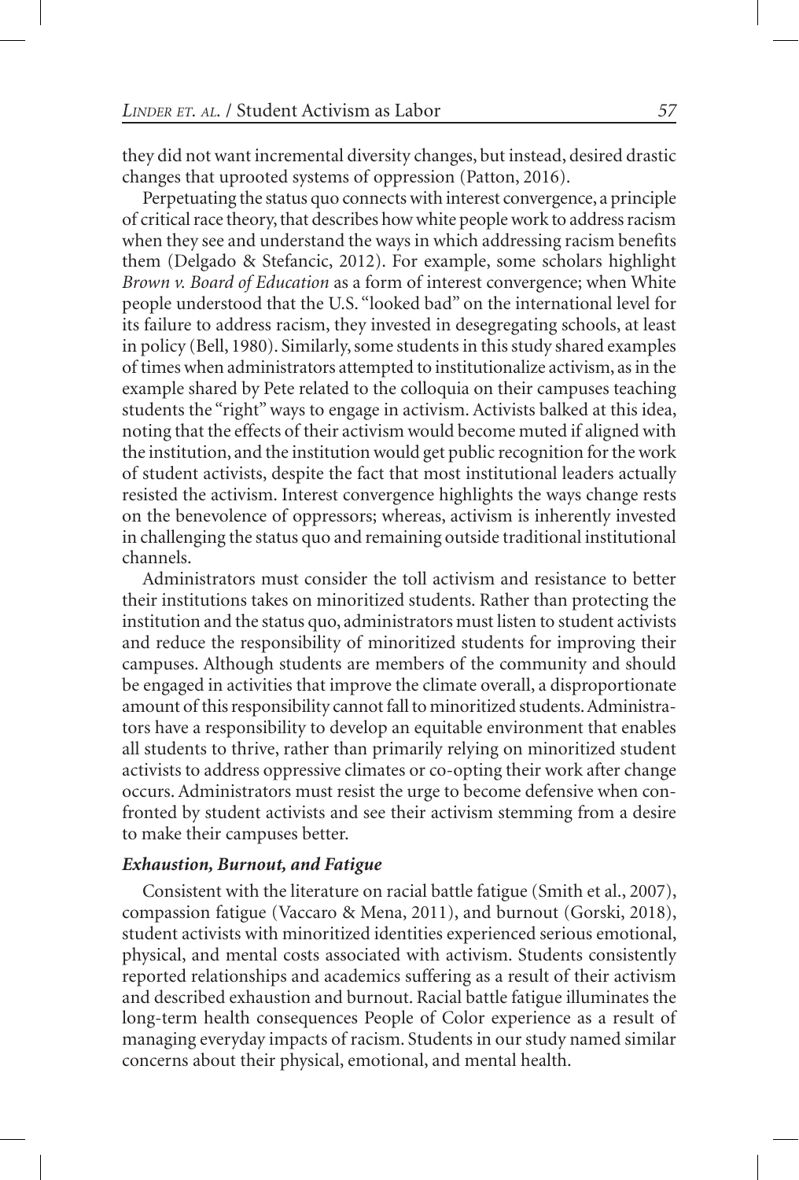they did not want incremental diversity changes, but instead, desired drastic changes that uprooted systems of oppression (Patton, 2016).

Perpetuating the status quo connects with interest convergence, a principle of critical race theory, that describes how white people work to address racism when they see and understand the ways in which addressing racism benefits them (Delgado & Stefancic, 2012). For example, some scholars highlight *Brown v. Board of Education* as a form of interest convergence; when White people understood that the U.S. "looked bad" on the international level for its failure to address racism, they invested in desegregating schools, at least in policy (Bell, 1980). Similarly, some students in this study shared examples of times when administrators attempted to institutionalize activism, as in the example shared by Pete related to the colloquia on their campuses teaching students the "right" ways to engage in activism. Activists balked at this idea, noting that the effects of their activism would become muted if aligned with the institution, and the institution would get public recognition for the work of student activists, despite the fact that most institutional leaders actually resisted the activism. Interest convergence highlights the ways change rests on the benevolence of oppressors; whereas, activism is inherently invested in challenging the status quo and remaining outside traditional institutional channels.

Administrators must consider the toll activism and resistance to better their institutions takes on minoritized students. Rather than protecting the institution and the status quo, administrators must listen to student activists and reduce the responsibility of minoritized students for improving their campuses. Although students are members of the community and should be engaged in activities that improve the climate overall, a disproportionate amount of this responsibility cannot fall to minoritized students. Administrators have a responsibility to develop an equitable environment that enables all students to thrive, rather than primarily relying on minoritized student activists to address oppressive climates or co-opting their work after change occurs. Administrators must resist the urge to become defensive when confronted by student activists and see their activism stemming from a desire to make their campuses better.

### *Exhaustion, Burnout, and Fatigue*

Consistent with the literature on racial battle fatigue (Smith et al., 2007), compassion fatigue (Vaccaro & Mena, 2011), and burnout (Gorski, 2018), student activists with minoritized identities experienced serious emotional, physical, and mental costs associated with activism. Students consistently reported relationships and academics suffering as a result of their activism and described exhaustion and burnout. Racial battle fatigue illuminates the long-term health consequences People of Color experience as a result of managing everyday impacts of racism. Students in our study named similar concerns about their physical, emotional, and mental health.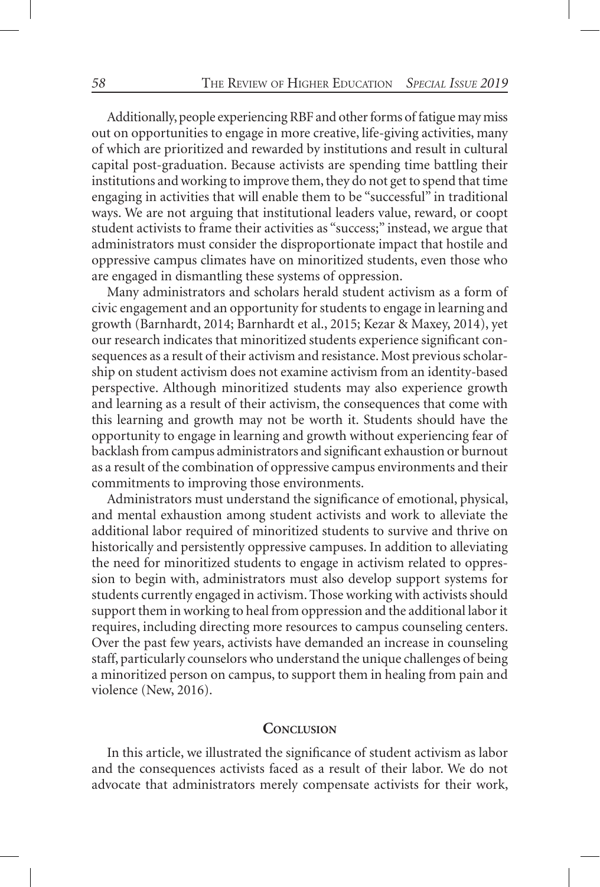Additionally, people experiencing RBF and other forms of fatigue may miss out on opportunities to engage in more creative, life-giving activities, many of which are prioritized and rewarded by institutions and result in cultural capital post-graduation. Because activists are spending time battling their institutions and working to improve them, they do not get to spend that time engaging in activities that will enable them to be "successful" in traditional ways. We are not arguing that institutional leaders value, reward, or coopt student activists to frame their activities as "success;" instead, we argue that administrators must consider the disproportionate impact that hostile and oppressive campus climates have on minoritized students, even those who are engaged in dismantling these systems of oppression.

Many administrators and scholars herald student activism as a form of civic engagement and an opportunity for students to engage in learning and growth (Barnhardt, 2014; Barnhardt et al., 2015; Kezar & Maxey, 2014), yet our research indicates that minoritized students experience significant consequences as a result of their activism and resistance. Most previous scholarship on student activism does not examine activism from an identity-based perspective. Although minoritized students may also experience growth and learning as a result of their activism, the consequences that come with this learning and growth may not be worth it. Students should have the opportunity to engage in learning and growth without experiencing fear of backlash from campus administrators and significant exhaustion or burnout as a result of the combination of oppressive campus environments and their commitments to improving those environments.

Administrators must understand the significance of emotional, physical, and mental exhaustion among student activists and work to alleviate the additional labor required of minoritized students to survive and thrive on historically and persistently oppressive campuses. In addition to alleviating the need for minoritized students to engage in activism related to oppression to begin with, administrators must also develop support systems for students currently engaged in activism. Those working with activists should support them in working to heal from oppression and the additional labor it requires, including directing more resources to campus counseling centers. Over the past few years, activists have demanded an increase in counseling staff, particularly counselors who understand the unique challenges of being a minoritized person on campus, to support them in healing from pain and violence (New, 2016).

## Conclusion

In this article, we illustrated the significance of student activism as labor and the consequences activists faced as a result of their labor. We do not advocate that administrators merely compensate activists for their work,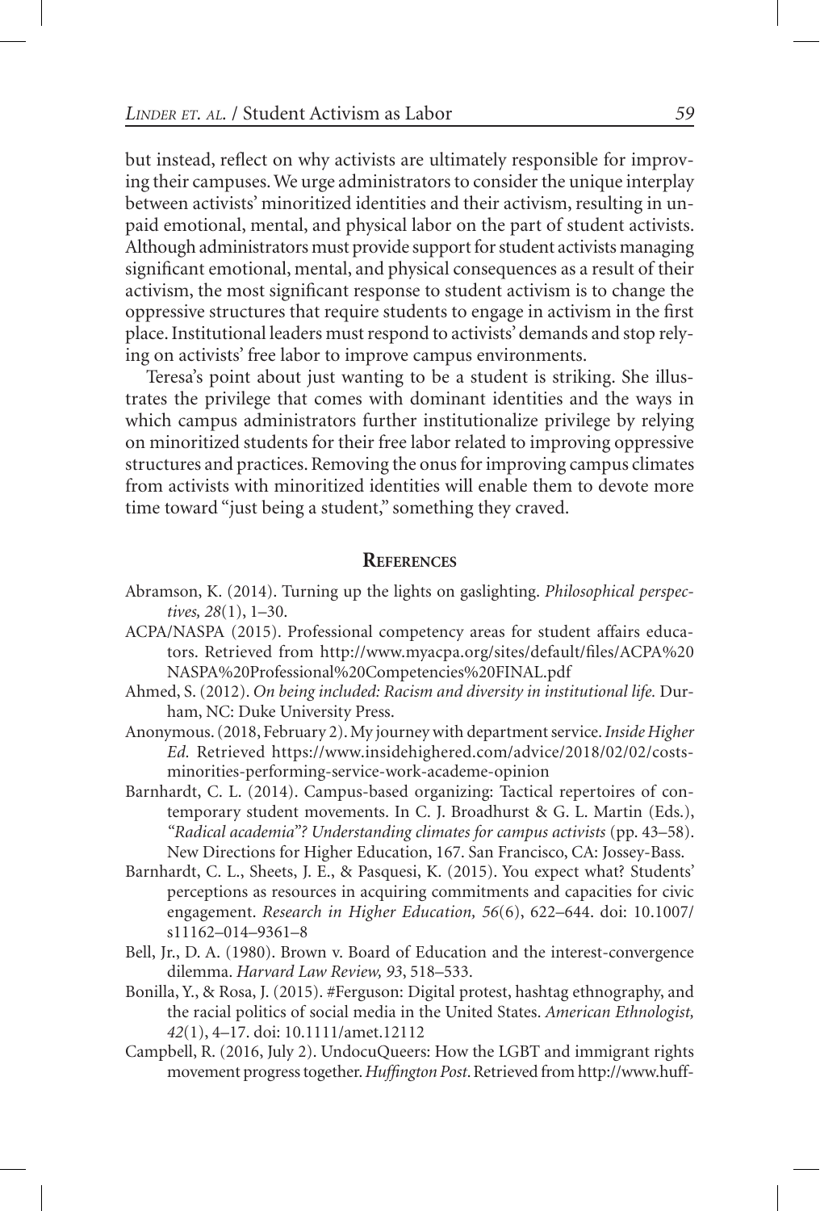but instead, reflect on why activists are ultimately responsible for improving their campuses. We urge administrators to consider the unique interplay between activists' minoritized identities and their activism, resulting in unpaid emotional, mental, and physical labor on the part of student activists. Although administrators must provide support for student activists managing significant emotional, mental, and physical consequences as a result of their activism, the most significant response to student activism is to change the oppressive structures that require students to engage in activism in the first place. Institutional leaders must respond to activists' demands and stop relying on activists' free labor to improve campus environments.

Teresa's point about just wanting to be a student is striking. She illustrates the privilege that comes with dominant identities and the ways in which campus administrators further institutionalize privilege by relying on minoritized students for their free labor related to improving oppressive structures and practices. Removing the onus for improving campus climates from activists with minoritized identities will enable them to devote more time toward "just being a student," something they craved.

## References

Abramson, K. (2014). Turning up the lights on gaslighting. *Philosophical perspectives, 28*(1), 1–30.

ACPA/NASPA (2015). Professional competency areas for student affairs educators. Retrieved from http://www.myacpa.org/sites/default/files/ACPA%20NASPA%20Professional%20Competencies%20FINAL.pdf

Ahmed, S. (2012). *On being included: Racism and diversity in institutional life.* Durham, NC: Duke University Press.

Anonymous. (2018, February 2). My journey with department service. *Inside Higher Ed.* Retrieved https://www.insidehighered.com/advice/2018/02/02/costs-minorities-performing-service-work-academe-opinion

Barnhardt, C. L. (2014). Campus-based organizing: Tactical repertoires of contemporary student movements. In C. J. Broadhurst & G. L. Martin (Eds.), *"Radical academia"? Understanding climates for campus activists* (pp. 43–58). New Directions for Higher Education, 167. San Francisco, CA: Jossey-Bass.

Barnhardt, C. L., Sheets, J. E., & Pasquesi, K. (2015). You expect what? Students' perceptions as resources in acquiring commitments and capacities for civic engagement. *Research in Higher Education, 56*(6), 622–644. doi: 10.1007/s11162–014–9361–8

Bell, Jr., D. A. (1980). Brown v. Board of Education and the interest-convergence dilemma. *Harvard Law Review, 93*, 518–533.

Bonilla, Y., & Rosa, J. (2015). #Ferguson: Digital protest, hashtag ethnography, and the racial politics of social media in the United States. *American Ethnologist, 42*(1), 4–17. doi: 10.1111/amet.12112

Campbell, R. (2016, July 2). UndocuQueers: How the LGBT and immigrant rights movement progress together. *Huffington Post*. Retrieved from http://www.huff-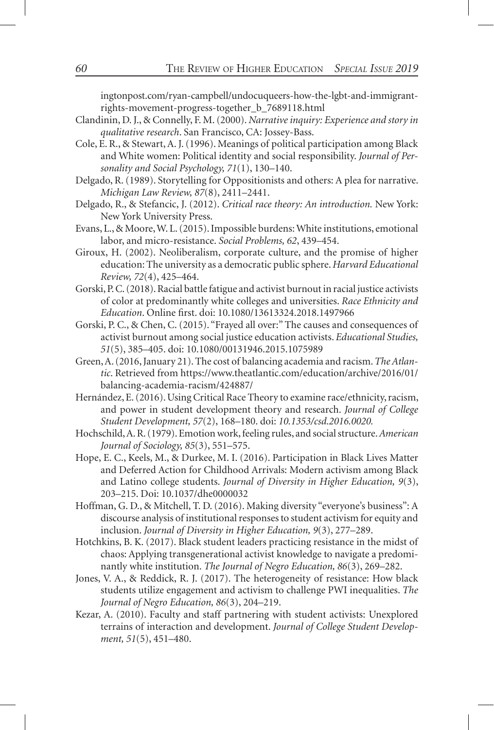ingtonpost.com/ryan-campbell/undocuqueers-how-the-lgbt-and-immigrant-rights-movement-progress-together_b_7689118.html

Clandinin, D. J., & Connelly, F. M. (2000). *Narrative inquiry: Experience and story in qualitative research*. San Francisco, CA: Jossey-Bass.

Cole, E. R., & Stewart, A. J. (1996). Meanings of political participation among Black and White women: Political identity and social responsibility. *Journal of Personality and Social Psychology, 71*(1), 130–140.

Delgado, R. (1989). Storytelling for Oppositionists and others: A plea for narrative. *Michigan Law Review, 87*(8), 2411–2441.

Delgado, R., & Stefancic, J. (2012). *Critical race theory: An introduction.* New York: New York University Press.

Evans, L., & Moore, W. L. (2015). Impossible burdens: White institutions, emotional labor, and micro-resistance. *Social Problems, 62*, 439–454.

Giroux, H. (2002). Neoliberalism, corporate culture, and the promise of higher education: The university as a democratic public sphere. *Harvard Educational Review, 72*(4), 425–464.

Gorski, P. C. (2018). Racial battle fatigue and activist burnout in racial justice activists of color at predominantly white colleges and universities. *Race Ethnicity and Education*. Online first. doi: 10.1080/13613324.2018.1497966

Gorski, P. C., & Chen, C. (2015). "Frayed all over:" The causes and consequences of activist burnout among social justice education activists. *Educational Studies, 51*(5), 385–405. doi: 10.1080/00131946.2015.1075989

Green, A. (2016, January 21). The cost of balancing academia and racism. *The Atlantic*. Retrieved from https://www.theatlantic.com/education/archive/2016/01/balancing-academia-racism/424887/

Hernández, E. (2016). Using Critical Race Theory to examine race/ethnicity, racism, and power in student development theory and research. *Journal of College Student Development, 57*(2), 168–180. doi: *10.1353/csd.2016.0020.*

Hochschild, A. R. (1979). Emotion work, feeling rules, and social structure. *American Journal of Sociology, 85*(3), 551–575.

Hope, E. C., Keels, M., & Durkee, M. I. (2016). Participation in Black Lives Matter and Deferred Action for Childhood Arrivals: Modern activism among Black and Latino college students. *Journal of Diversity in Higher Education, 9*(3), 203–215. Doi: 10.1037/dhe0000032

Hoffman, G. D., & Mitchell, T. D. (2016). Making diversity "everyone's business": A discourse analysis of institutional responses to student activism for equity and inclusion. *Journal of Diversity in Higher Education, 9*(3), 277–289.

Hotchkins, B. K. (2017). Black student leaders practicing resistance in the midst of chaos: Applying transgenerational activist knowledge to navigate a predominantly white institution. *The Journal of Negro Education, 86*(3), 269–282.

Jones, V. A., & Reddick, R. J. (2017). The heterogeneity of resistance: How black students utilize engagement and activism to challenge PWI inequalities. *The Journal of Negro Education, 86*(3), 204–219.

Kezar, A. (2010). Faculty and staff partnering with student activists: Unexplored terrains of interaction and development. *Journal of College Student Development, 51*(5), 451–480.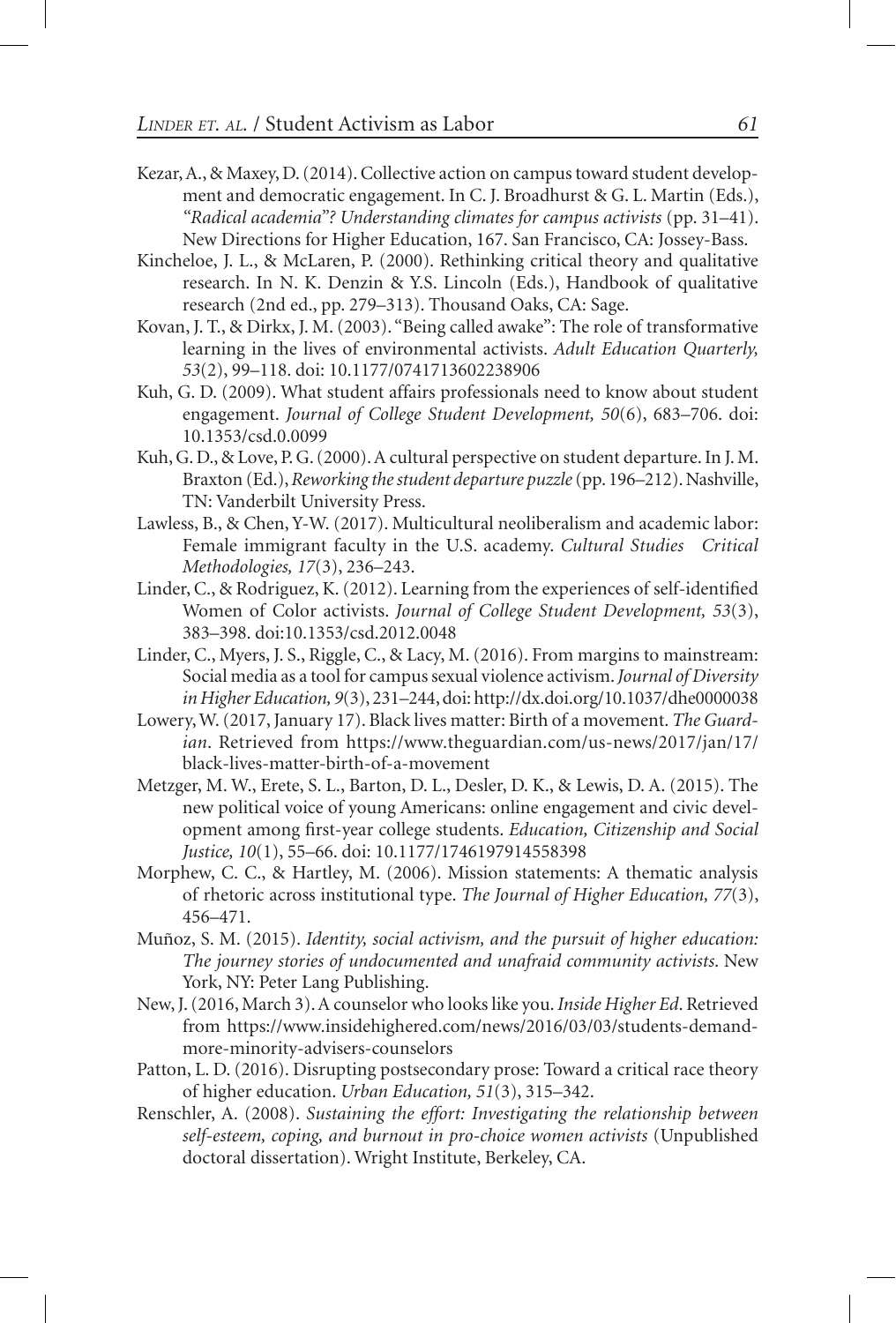Kezar, A., & Maxey, D. (2014). Collective action on campus toward student development and democratic engagement. In C. J. Broadhurst & G. L. Martin (Eds.), *"Radical academia"? Understanding climates for campus activists* (pp. 31–41). New Directions for Higher Education, 167. San Francisco, CA: Jossey-Bass.

Kincheloe, J. L., & McLaren, P. (2000). Rethinking critical theory and qualitative research. In N. K. Denzin & Y.S. Lincoln (Eds.), Handbook of qualitative research (2nd ed., pp. 279–313). Thousand Oaks, CA: Sage.

Kovan, J. T., & Dirkx, J. M. (2003). "Being called awake": The role of transformative learning in the lives of environmental activists. *Adult Education Quarterly, 53*(2), 99–118. doi: 10.1177/0741713602238906

Kuh, G. D. (2009). What student affairs professionals need to know about student engagement. *Journal of College Student Development, 50*(6), 683–706. doi: 10.1353/csd.0.0099

Kuh, G. D., & Love, P. G. (2000). A cultural perspective on student departure. In J. M. Braxton (Ed.), *Reworking the student departure puzzle* (pp. 196–212). Nashville, TN: Vanderbilt University Press.

Lawless, B., & Chen, Y-W. (2017). Multicultural neoliberalism and academic labor: Female immigrant faculty in the U.S. academy. *Cultural Studies Critical Methodologies, 17*(3), 236–243.

Linder, C., & Rodriguez, K. (2012). Learning from the experiences of self-identified Women of Color activists. *Journal of College Student Development, 53*(3), 383–398. doi:10.1353/csd.2012.0048

Linder, C., Myers, J. S., Riggle, C., & Lacy, M. (2016). From margins to mainstream: Social media as a tool for campus sexual violence activism. *Journal of Diversity in Higher Education, 9*(3), 231–244, doi: http://dx.doi.org/10.1037/dhe0000038

Lowery, W. (2017, January 17). Black lives matter: Birth of a movement. *The Guardian*. Retrieved from https://www.theguardian.com/us-news/2017/jan/17/black-lives-matter-birth-of-a-movement

Metzger, M. W., Erete, S. L., Barton, D. L., Desler, D. K., & Lewis, D. A. (2015). The new political voice of young Americans: online engagement and civic development among first-year college students. *Education, Citizenship and Social Justice, 10*(1), 55–66. doi: 10.1177/1746197914558398

Morphew, C. C., & Hartley, M. (2006). Mission statements: A thematic analysis of rhetoric across institutional type. *The Journal of Higher Education, 77*(3), 456–471.

Muñoz, S. M. (2015). *Identity, social activism, and the pursuit of higher education: The journey stories of undocumented and unafraid community activists*. New York, NY: Peter Lang Publishing.

New, J. (2016, March 3). A counselor who looks like you. *Inside Higher Ed*. Retrieved from https://www.insidehighered.com/news/2016/03/03/students-demand-more-minority-advisers-counselors

Patton, L. D. (2016). Disrupting postsecondary prose: Toward a critical race theory of higher education. *Urban Education, 51*(3), 315–342.

Renschler, A. (2008). *Sustaining the effort: Investigating the relationship between self-esteem, coping, and burnout in pro-choice women activists* (Unpublished doctoral dissertation). Wright Institute, Berkeley, CA.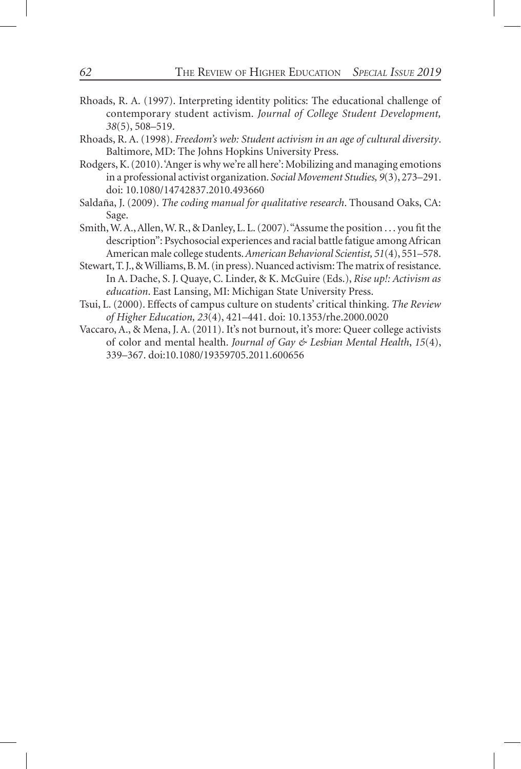Rhoads, R. A. (1997). Interpreting identity politics: The educational challenge of contemporary student activism. *Journal of College Student Development, 38*(5), 508–519.

Rhoads, R. A. (1998). *Freedom's web: Student activism in an age of cultural diversity*. Baltimore, MD: The Johns Hopkins University Press.

Rodgers, K. (2010). 'Anger is why we're all here': Mobilizing and managing emotions in a professional activist organization. *Social Movement Studies, 9*(3), 273–291. doi: 10.1080/14742837.2010.493660

Saldaña, J. (2009). *The coding manual for qualitative research*. Thousand Oaks, CA: Sage.

Smith, W. A., Allen, W. R., & Danley, L. L. (2007). "Assume the position . . . you fit the description": Psychosocial experiences and racial battle fatigue among African American male college students. *American Behavioral Scientist, 51*(4), 551–578.

Stewart, T. J., & Williams, B. M. (in press). Nuanced activism: The matrix of resistance. In A. Dache, S. J. Quaye, C. Linder, & K. McGuire (Eds.), *Rise up!: Activism as education*. East Lansing, MI: Michigan State University Press.

Tsui, L. (2000). Effects of campus culture on students' critical thinking. *The Review of Higher Education, 23*(4), 421–441. doi: 10.1353/rhe.2000.0020

Vaccaro, A., & Mena, J. A. (2011). It's not burnout, it's more: Queer college activists of color and mental health. *Journal of Gay & Lesbian Mental Health*, *15*(4), 339–367. doi:10.1080/19359705.2011.600656